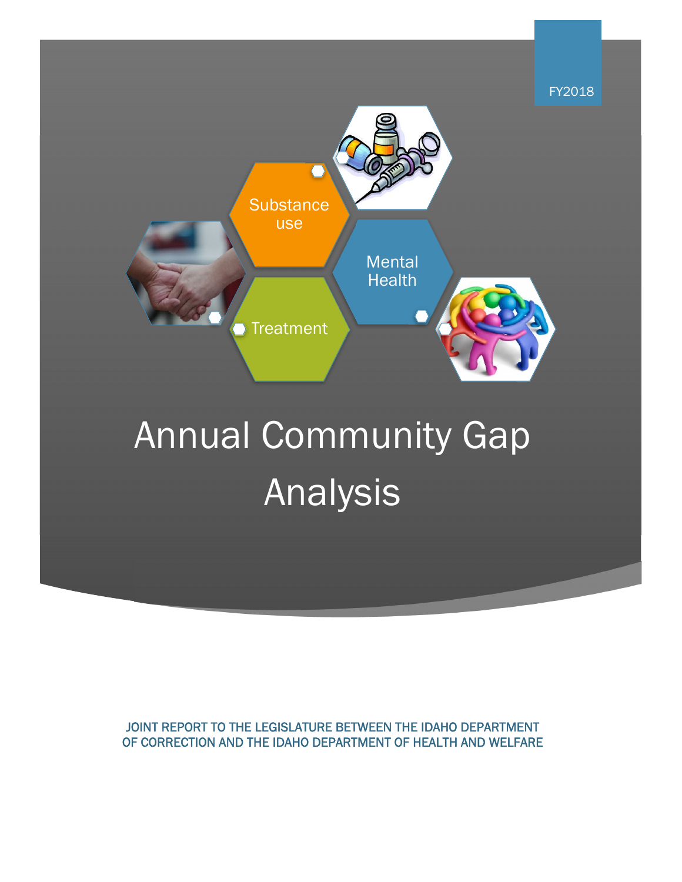FY2018

Substance use

Mental Health

Treatment

# Annual Community Gap Analysis

JOINT REPORT TO THE LEGISLATURE BETWEEN THE IDAHO DEPARTMENT OF CORRECTION AND THE IDAHO DEPARTMENT OF HEALTH AND WELFARE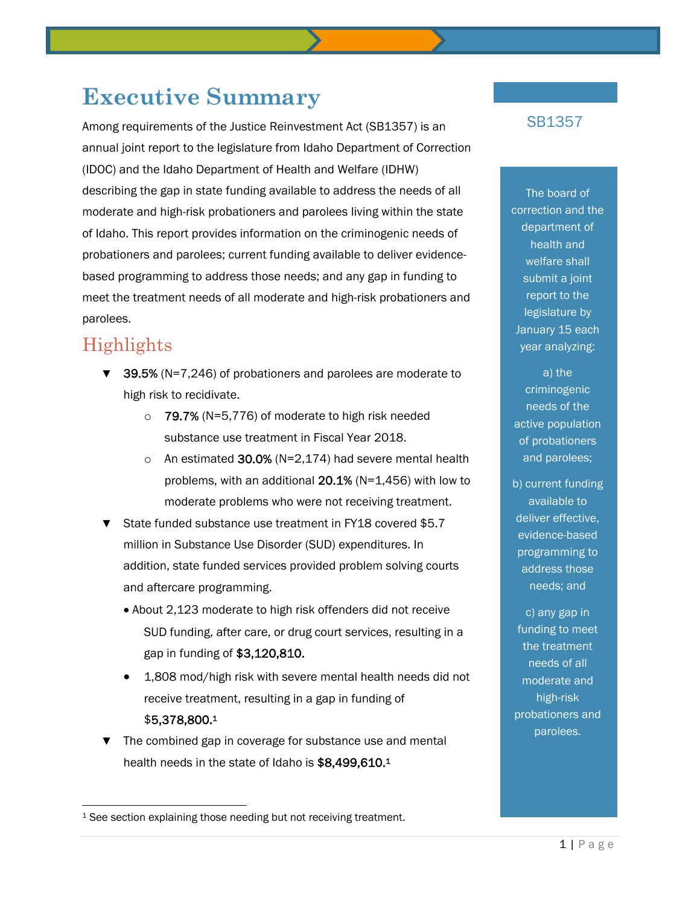# Executive Summary

Among requirements of the Justice Reinvestment Act (SB1357) is an annual joint report to the legislature from Idaho Department of Correction (IDOC) and the Idaho Department of Health and Welfare (IDHW) describing the gap in state funding available to address the needs of all moderate and high-risk probationers and parolees living within the state of Idaho. This report provides information on the criminogenic needs of probationers and parolees; current funding available to deliver evidence-based programming to address those needs; and any gap in funding to meet the treatment needs of all moderate and high-risk probationers and parolees.

## Highlights

- **39.5%** (N=7,246) of probationers and parolees are moderate to high risk to recidivate.
  - **79.7%** (N=5,776) of moderate to high risk needed substance use treatment in Fiscal Year 2018.
  - An estimated **30.0%** (N=2,174) had severe mental health problems, with an additional **20.1%** (N=1,456) with low to moderate problems who were not receiving treatment.
- State funded substance use treatment in FY18 covered $5.7 million in Substance Use Disorder (SUD) expenditures. In addition, state funded services provided problem solving courts and aftercare programming.
  - About 2,123 moderate to high risk offenders did not receive SUD funding, after care, or drug court services, resulting in a gap in funding of **$3,120,810.**
  - 1,808 mod/high risk with severe mental health needs did not receive treatment, resulting in a gap in funding of **$5,378,800.**[1]
- The combined gap in coverage for substance use and mental health needs in the state of Idaho is **$8,499,610.**[1]

[1] See section explaining those needing but not receiving treatment.

**SB1357**

The board of correction and the department of health and welfare shall submit a joint report to the legislature by January 15 each year analyzing:

a) the criminogenic needs of the active population of probationers and parolees;

b) current funding available to deliver effective, evidence-based programming to address those needs; and

c) any gap in funding to meet the treatment needs of all moderate and high-risk probationers and parolees.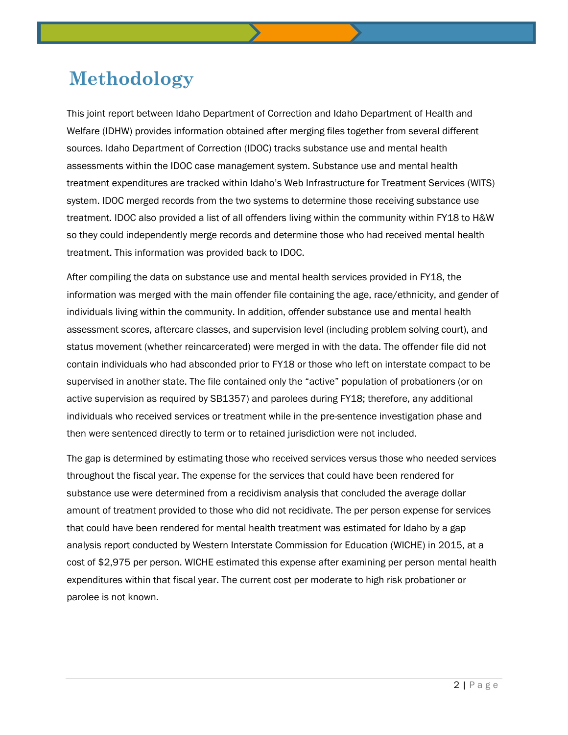# Methodology

This joint report between Idaho Department of Correction and Idaho Department of Health and Welfare (IDHW) provides information obtained after merging files together from several different sources. Idaho Department of Correction (IDOC) tracks substance use and mental health assessments within the IDOC case management system. Substance use and mental health treatment expenditures are tracked within Idaho's Web Infrastructure for Treatment Services (WITS) system. IDOC merged records from the two systems to determine those receiving substance use treatment. IDOC also provided a list of all offenders living within the community within FY18 to H&W so they could independently merge records and determine those who had received mental health treatment. This information was provided back to IDOC.

After compiling the data on substance use and mental health services provided in FY18, the information was merged with the main offender file containing the age, race/ethnicity, and gender of individuals living within the community. In addition, offender substance use and mental health assessment scores, aftercare classes, and supervision level (including problem solving court), and status movement (whether reincarcerated) were merged in with the data. The offender file did not contain individuals who had absconded prior to FY18 or those who left on interstate compact to be supervised in another state. The file contained only the "active" population of probationers (or on active supervision as required by SB1357) and parolees during FY18; therefore, any additional individuals who received services or treatment while in the pre-sentence investigation phase and then were sentenced directly to term or to retained jurisdiction were not included.

The gap is determined by estimating those who received services versus those who needed services throughout the fiscal year. The expense for the services that could have been rendered for substance use were determined from a recidivism analysis that concluded the average dollar amount of treatment provided to those who did not recidivate. The per person expense for services that could have been rendered for mental health treatment was estimated for Idaho by a gap analysis report conducted by Western Interstate Commission for Education (WICHE) in 2015, at a cost of $2,975 per person. WICHE estimated this expense after examining per person mental health expenditures within that fiscal year. The current cost per moderate to high risk probationer or parolee is not known.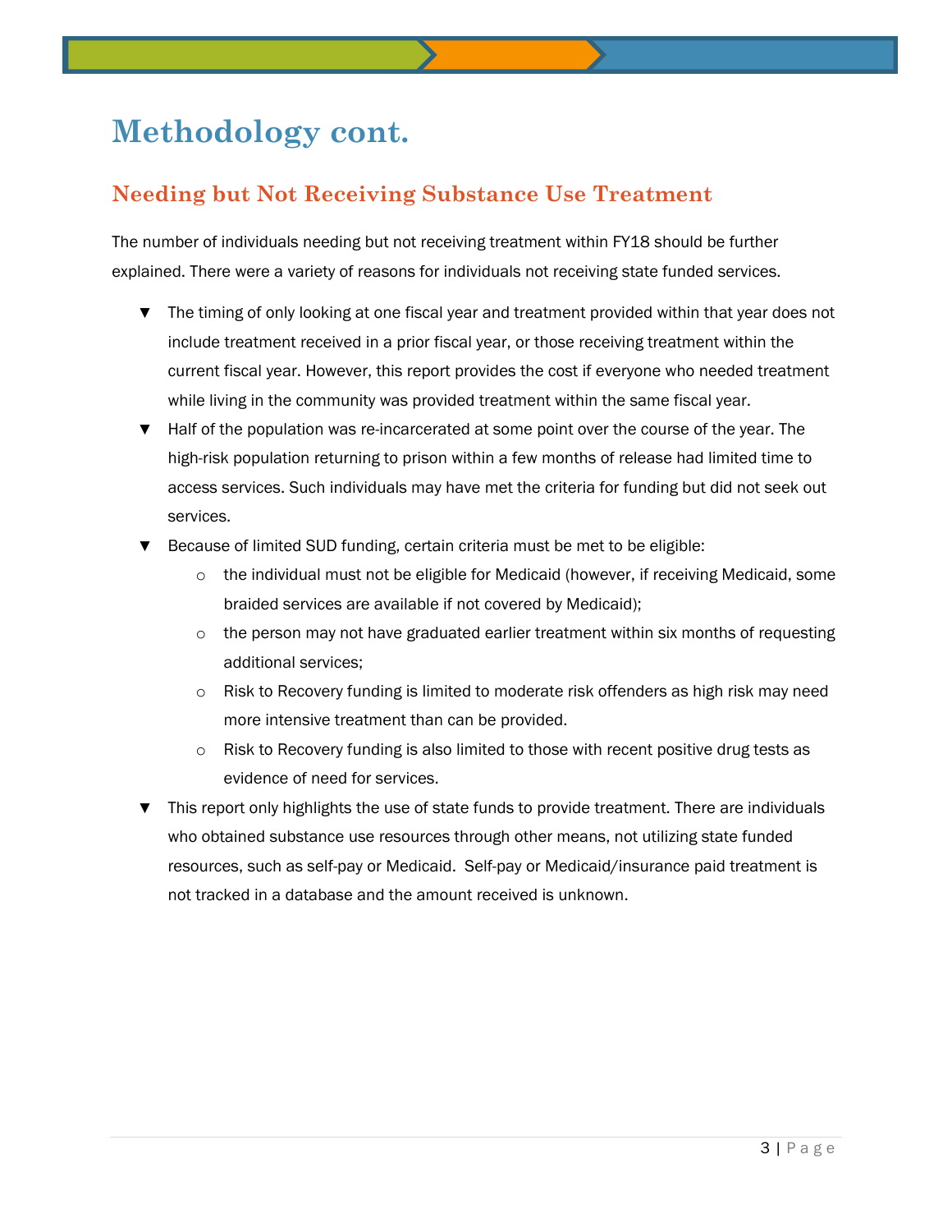# Methodology cont.

## Needing but Not Receiving Substance Use Treatment

The number of individuals needing but not receiving treatment within FY18 should be further explained. There were a variety of reasons for individuals not receiving state funded services.

- The timing of only looking at one fiscal year and treatment provided within that year does not include treatment received in a prior fiscal year, or those receiving treatment within the current fiscal year. However, this report provides the cost if everyone who needed treatment while living in the community was provided treatment within the same fiscal year.
- Half of the population was re-incarcerated at some point over the course of the year. The high-risk population returning to prison within a few months of release had limited time to access services. Such individuals may have met the criteria for funding but did not seek out services.
- Because of limited SUD funding, certain criteria must be met to be eligible:
  - the individual must not be eligible for Medicaid (however, if receiving Medicaid, some braided services are available if not covered by Medicaid);
  - the person may not have graduated earlier treatment within six months of requesting additional services;
  - Risk to Recovery funding is limited to moderate risk offenders as high risk may need more intensive treatment than can be provided.
  - Risk to Recovery funding is also limited to those with recent positive drug tests as evidence of need for services.
- This report only highlights the use of state funds to provide treatment. There are individuals who obtained substance use resources through other means, not utilizing state funded resources, such as self-pay or Medicaid. Self-pay or Medicaid/insurance paid treatment is not tracked in a database and the amount received is unknown.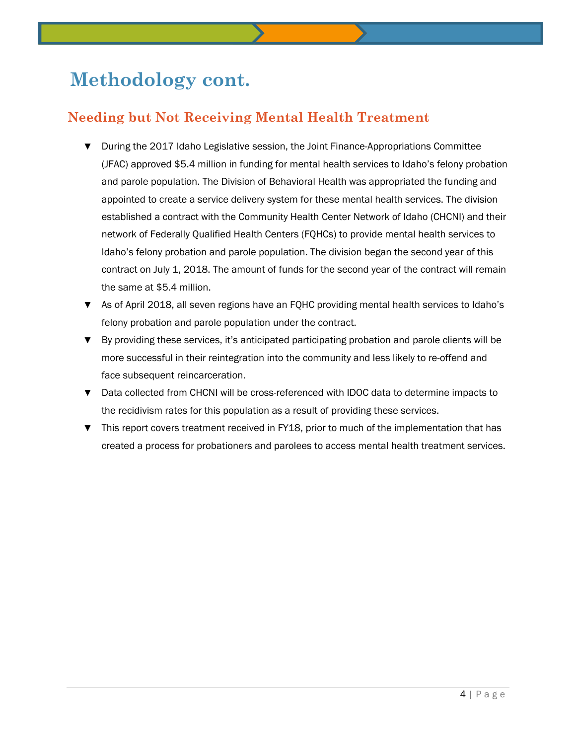# Methodology cont.

## Needing but Not Receiving Mental Health Treatment

- During the 2017 Idaho Legislative session, the Joint Finance-Appropriations Committee (JFAC) approved $5.4 million in funding for mental health services to Idaho's felony probation and parole population. The Division of Behavioral Health was appropriated the funding and appointed to create a service delivery system for these mental health services. The division established a contract with the Community Health Center Network of Idaho (CHCNI) and their network of Federally Qualified Health Centers (FQHCs) to provide mental health services to Idaho's felony probation and parole population. The division began the second year of this contract on July 1, 2018. The amount of funds for the second year of the contract will remain the same at $5.4 million.
- As of April 2018, all seven regions have an FQHC providing mental health services to Idaho's felony probation and parole population under the contract.
- By providing these services, it's anticipated participating probation and parole clients will be more successful in their reintegration into the community and less likely to re-offend and face subsequent reincarceration.
- Data collected from CHCNI will be cross-referenced with IDOC data to determine impacts to the recidivism rates for this population as a result of providing these services.
- This report covers treatment received in FY18, prior to much of the implementation that has created a process for probationers and parolees to access mental health treatment services.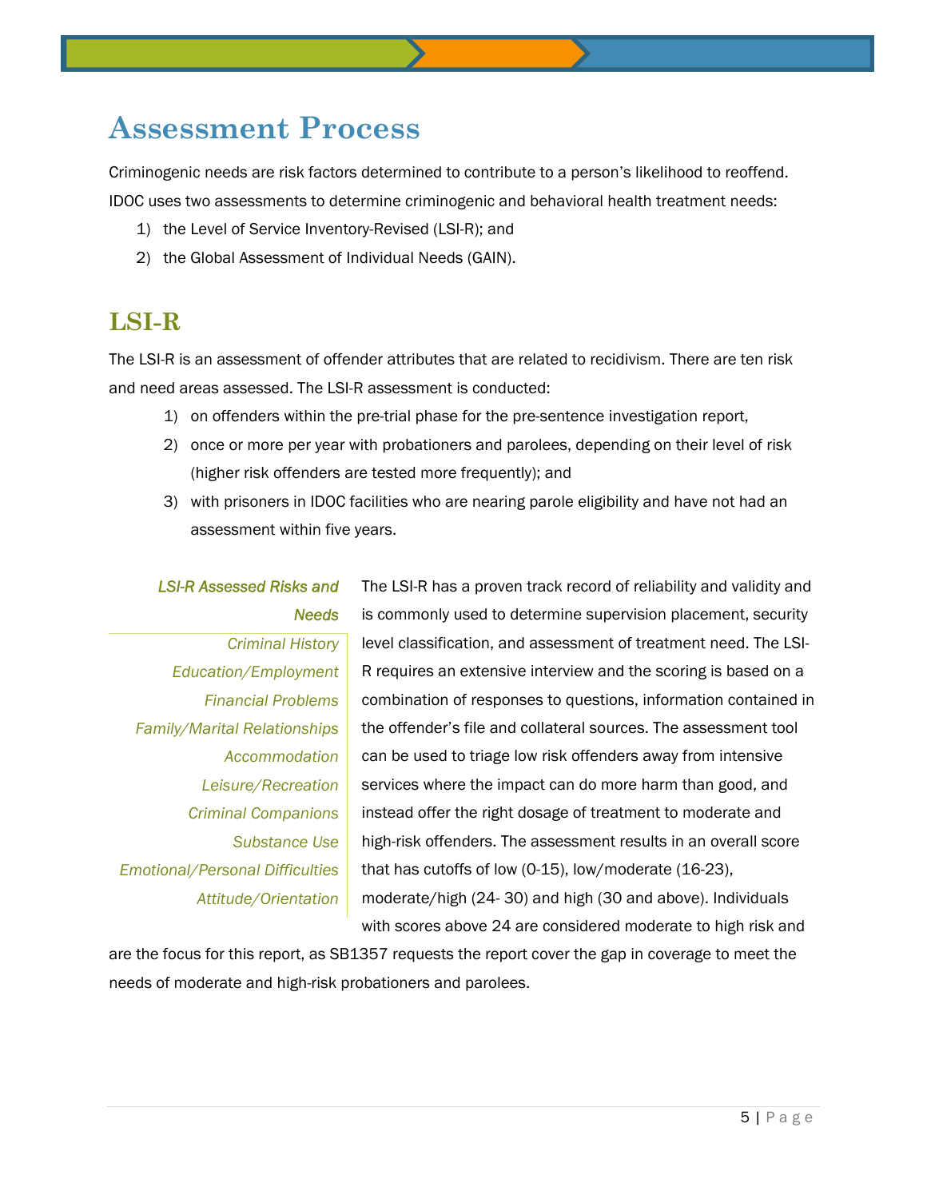# Assessment Process

Criminogenic needs are risk factors determined to contribute to a person's likelihood to reoffend. IDOC uses two assessments to determine criminogenic and behavioral health treatment needs:

1) the Level of Service Inventory-Revised (LSI-R); and
2) the Global Assessment of Individual Needs (GAIN).

## LSI-R

The LSI-R is an assessment of offender attributes that are related to recidivism. There are ten risk and need areas assessed. The LSI-R assessment is conducted:

1) on offenders within the pre-trial phase for the pre-sentence investigation report,
2) once or more per year with probationers and parolees, depending on their level of risk (higher risk offenders are tested more frequently); and
3) with prisoners in IDOC facilities who are nearing parole eligibility and have not had an assessment within five years.

*LSI-R Assessed Risks and Needs*

- *Criminal History*
- *Education/Employment*
- *Financial Problems*
- *Family/Marital Relationships*
- *Accommodation*
- *Leisure/Recreation*
- *Criminal Companions*
- *Substance Use*
- *Emotional/Personal Difficulties*
- *Attitude/Orientation*

The LSI-R has a proven track record of reliability and validity and is commonly used to determine supervision placement, security level classification, and assessment of treatment need. The LSI-R requires an extensive interview and the scoring is based on a combination of responses to questions, information contained in the offender's file and collateral sources. The assessment tool can be used to triage low risk offenders away from intensive services where the impact can do more harm than good, and instead offer the right dosage of treatment to moderate and high-risk offenders. The assessment results in an overall score that has cutoffs of low (0-15), low/moderate (16-23), moderate/high (24- 30) and high (30 and above). Individuals with scores above 24 are considered moderate to high risk and are the focus for this report, as SB1357 requests the report cover the gap in coverage to meet the needs of moderate and high-risk probationers and parolees.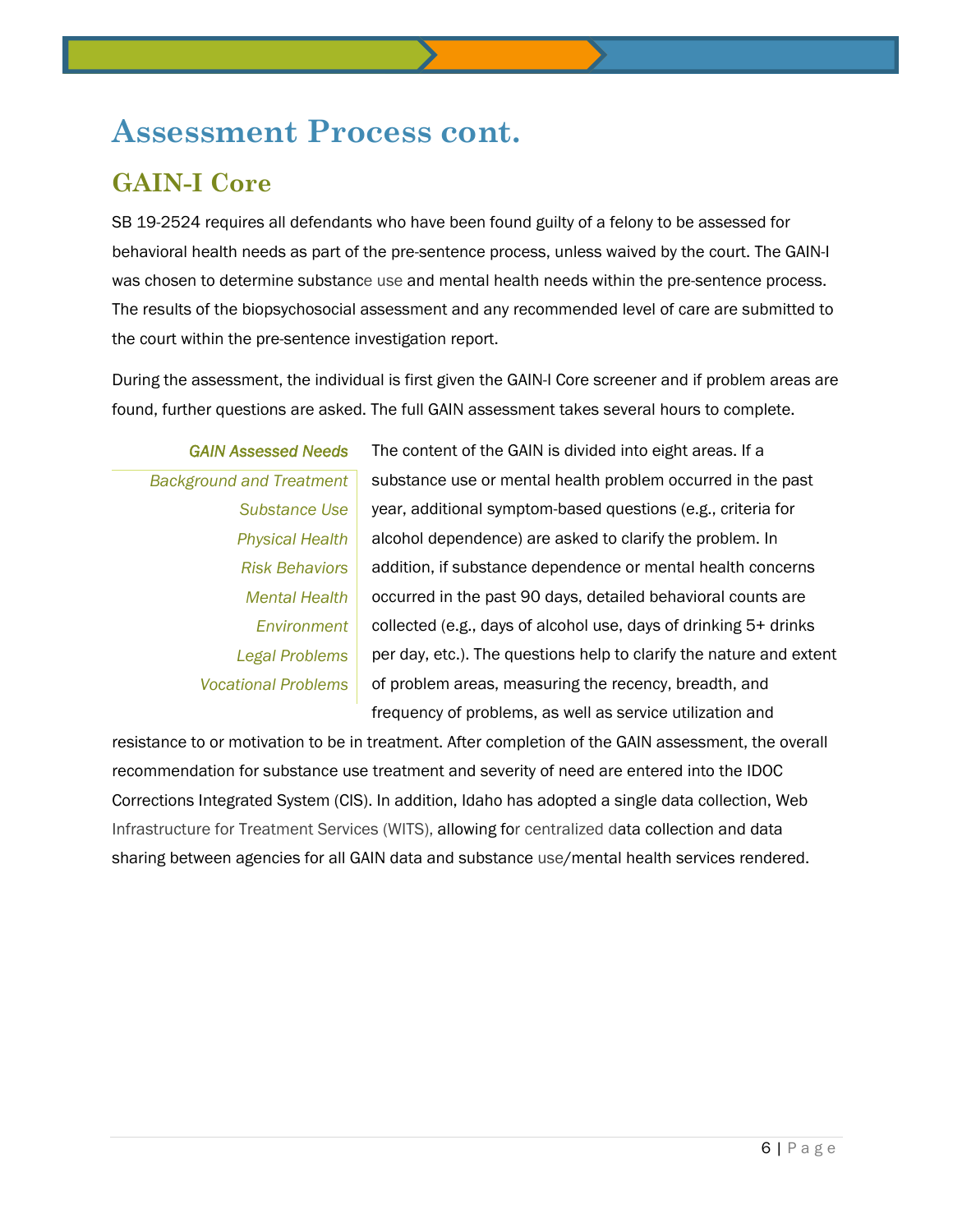# Assessment Process cont.

## GAIN-I Core

SB 19-2524 requires all defendants who have been found guilty of a felony to be assessed for behavioral health needs as part of the pre-sentence process, unless waived by the court. The GAIN-I was chosen to determine substance use and mental health needs within the pre-sentence process. The results of the biopsychosocial assessment and any recommended level of care are submitted to the court within the pre-sentence investigation report.

During the assessment, the individual is first given the GAIN-I Core screener and if problem areas are found, further questions are asked. The full GAIN assessment takes several hours to complete.

***GAIN Assessed Needs***

- *Background and Treatment*
- *Substance Use*
- *Physical Health*
- *Risk Behaviors*
- *Mental Health*
- *Environment*
- *Legal Problems*
- *Vocational Problems*

The content of the GAIN is divided into eight areas. If a substance use or mental health problem occurred in the past year, additional symptom-based questions (e.g., criteria for alcohol dependence) are asked to clarify the problem. In addition, if substance dependence or mental health concerns occurred in the past 90 days, detailed behavioral counts are collected (e.g., days of alcohol use, days of drinking 5+ drinks per day, etc.). The questions help to clarify the nature and extent of problem areas, measuring the recency, breadth, and frequency of problems, as well as service utilization and resistance to or motivation to be in treatment. After completion of the GAIN assessment, the overall recommendation for substance use treatment and severity of need are entered into the IDOC Corrections Integrated System (CIS). In addition, Idaho has adopted a single data collection, Web Infrastructure for Treatment Services (WITS), allowing for centralized data collection and data sharing between agencies for all GAIN data and substance use/mental health services rendered.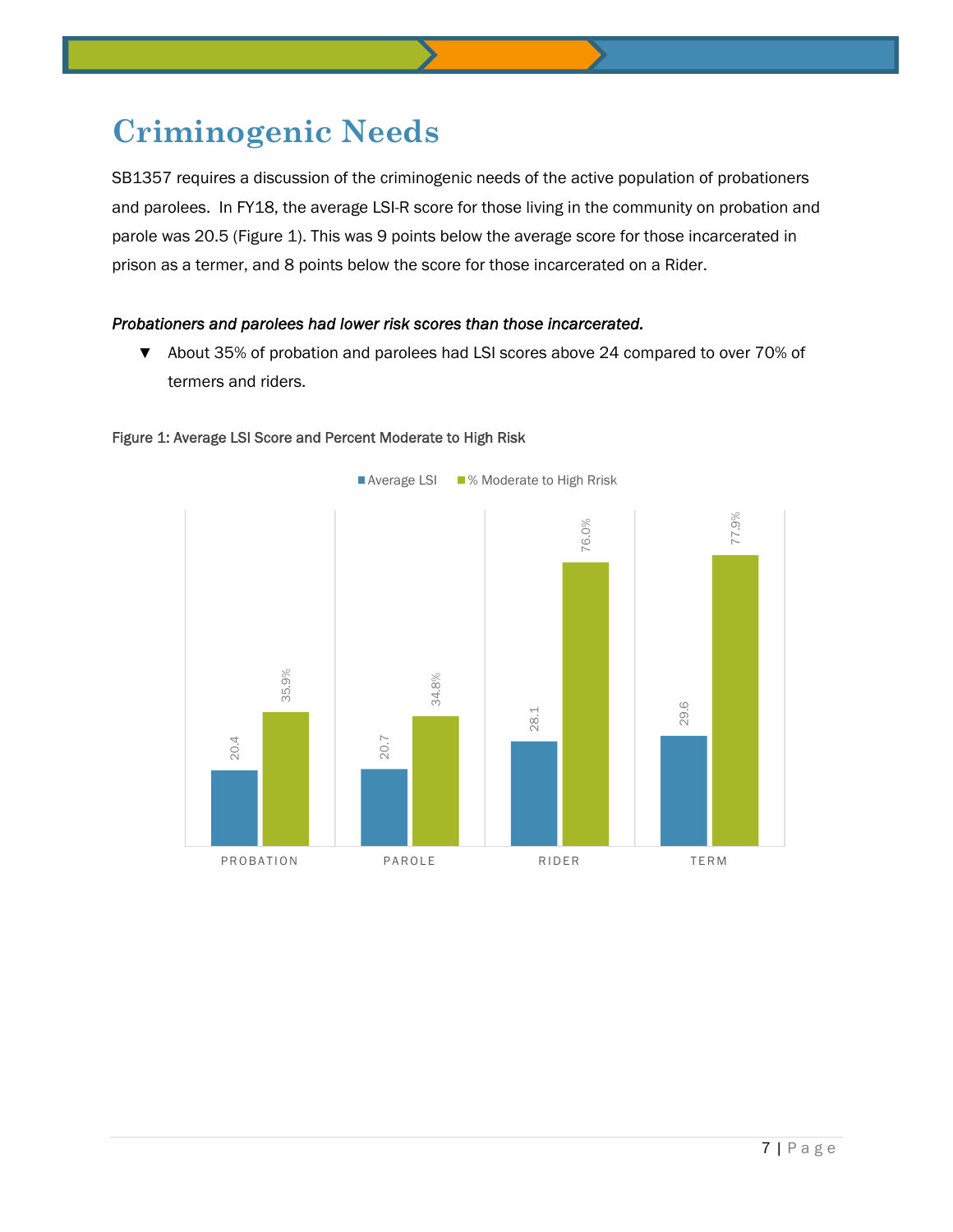# Criminogenic Needs

SB1357 requires a discussion of the criminogenic needs of the active population of probationers and parolees. In FY18, the average LSI-R score for those living in the community on probation and parole was 20.5 (Figure 1). This was 9 points below the average score for those incarcerated in prison as a termer, and 8 points below the score for those incarcerated on a Rider.

***Probationers and parolees had lower risk scores than those incarcerated.***

- About 35% of probation and parolees had LSI scores above 24 compared to over 70% of termers and riders.

Figure 1: Average LSI Score and Percent Moderate to High Risk

| | Average LSI | % Moderate to High Rrisk |
|---|---|---|
| PROBATION | 20.4 | 35.9% |
| PAROLE | 20.7 | 34.8% |
| RIDER | 28.1 | 76.0% |
| TERM | 29.6 | 77.9% |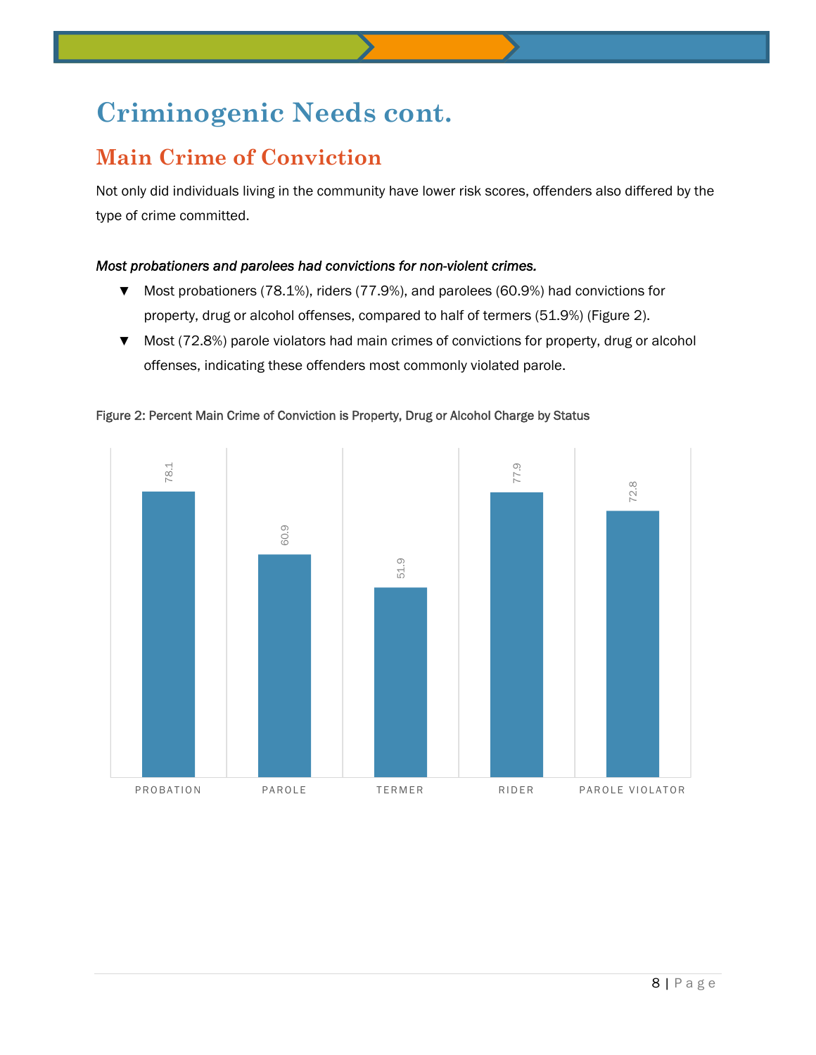# Criminogenic Needs cont.

## Main Crime of Conviction

Not only did individuals living in the community have lower risk scores, offenders also differed by the type of crime committed.

***Most probationers and parolees had convictions for non-violent crimes.***

- Most probationers (78.1%), riders (77.9%), and parolees (60.9%) had convictions for property, drug or alcohol offenses, compared to half of termers (51.9%) (Figure 2).
- Most (72.8%) parole violators had main crimes of convictions for property, drug or alcohol offenses, indicating these offenders most commonly violated parole.

Figure 2: Percent Main Crime of Conviction is Property, Drug or Alcohol Charge by Status

| Status | Percent |
|---|---|
| PROBATION | 78.1 |
| PAROLE | 60.9 |
| TERMER | 51.9 |
| RIDER | 77.9 |
| PAROLE VIOLATOR | 72.8 |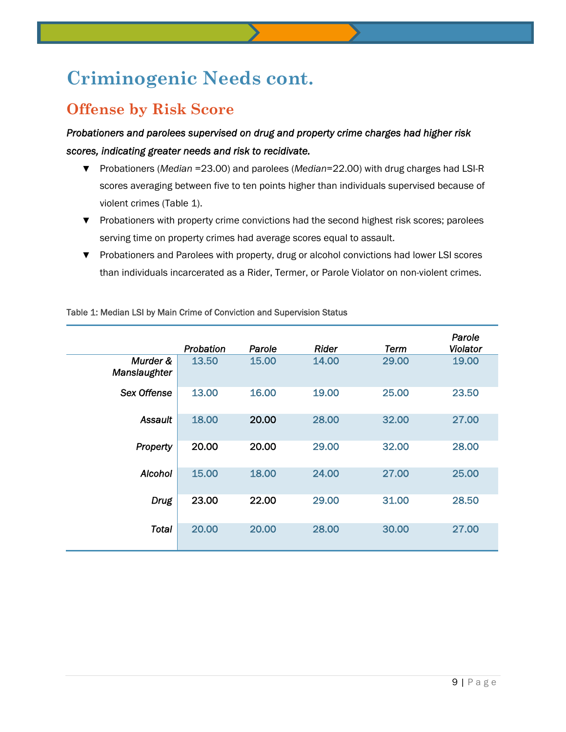# Criminogenic Needs cont.

## Offense by Risk Score

***Probationers and parolees supervised on drug and property crime charges had higher risk scores, indicating greater needs and risk to recidivate.***

- Probationers (*Median* =23.00) and parolees (*Median*=22.00) with drug charges had LSI-R scores averaging between five to ten points higher than individuals supervised because of violent crimes (Table 1).
- Probationers with property crime convictions had the second highest risk scores; parolees serving time on property crimes had average scores equal to assault.
- Probationers and Parolees with property, drug or alcohol convictions had lower LSI scores than individuals incarcerated as a Rider, Termer, or Parole Violator on non-violent crimes.

Table 1: Median LSI by Main Crime of Conviction and Supervision Status

| | *Probation* | *Parole* | *Rider* | *Term* | *Parole Violator* |
|---|---|---|---|---|---|
| ***Murder & Manslaughter*** | 13.50 | 15.00 | 14.00 | 29.00 | 19.00 |
| ***Sex Offense*** | 13.00 | 16.00 | 19.00 | 25.00 | 23.50 |
| ***Assault*** | 18.00 | 20.00 | 28.00 | 32.00 | 27.00 |
| ***Property*** | 20.00 | 20.00 | 29.00 | 32.00 | 28.00 |
| ***Alcohol*** | 15.00 | 18.00 | 24.00 | 27.00 | 25.00 |
| ***Drug*** | 23.00 | 22.00 | 29.00 | 31.00 | 28.50 |
| ***Total*** | 20.00 | 20.00 | 28.00 | 30.00 | 27.00 |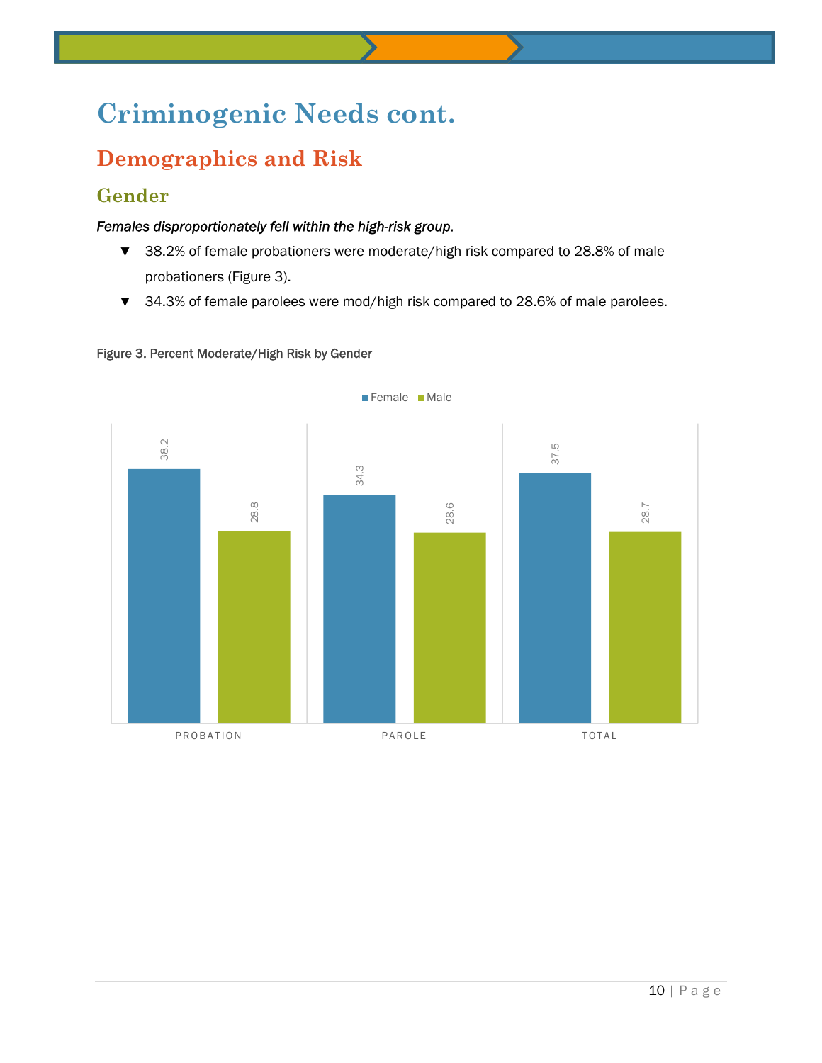# Criminogenic Needs cont.

## Demographics and Risk

### Gender

***Females disproportionately fell within the high-risk group.***

- 38.2% of female probationers were moderate/high risk compared to 28.8% of male probationers (Figure 3).
- 34.3% of female parolees were mod/high risk compared to 28.6% of male parolees.

Figure 3. Percent Moderate/High Risk by Gender

| | Female | Male |
|---|---|---|
| PROBATION | 38.2 | 28.8 |
| PAROLE | 34.3 | 28.6 |
| TOTAL | 37.5 | 28.7 |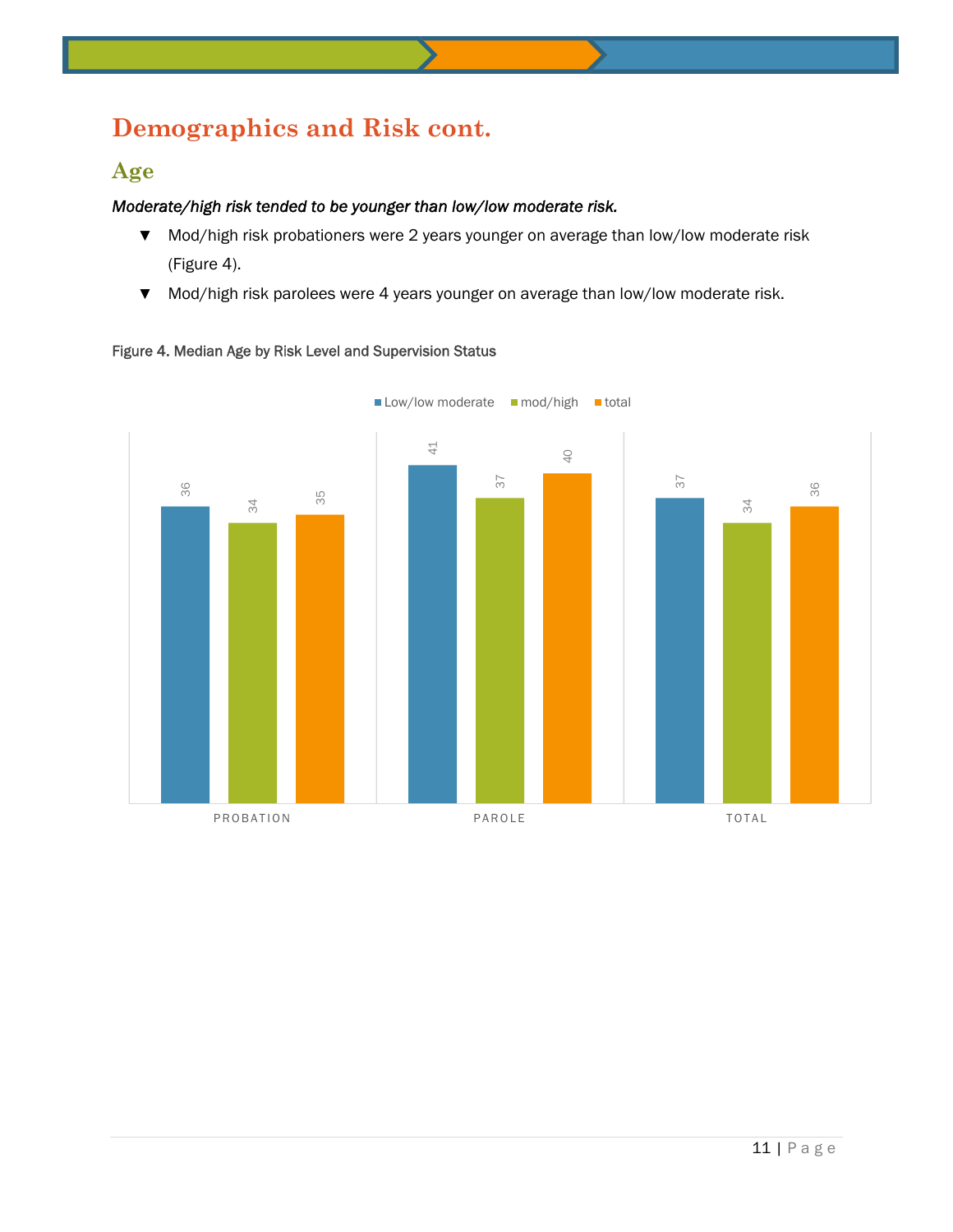## Demographics and Risk cont.

### Age

***Moderate/high risk tended to be younger than low/low moderate risk.***

- Mod/high risk probationers were 2 years younger on average than low/low moderate risk (Figure 4).
- Mod/high risk parolees were 4 years younger on average than low/low moderate risk.

Figure 4. Median Age by Risk Level and Supervision Status

| | Low/low moderate | mod/high | total |
|---|---|---|---|
| PROBATION | 36 | 34 | 35 |
| PAROLE | 41 | 37 | 40 |
| TOTAL | 37 | 34 | 36 |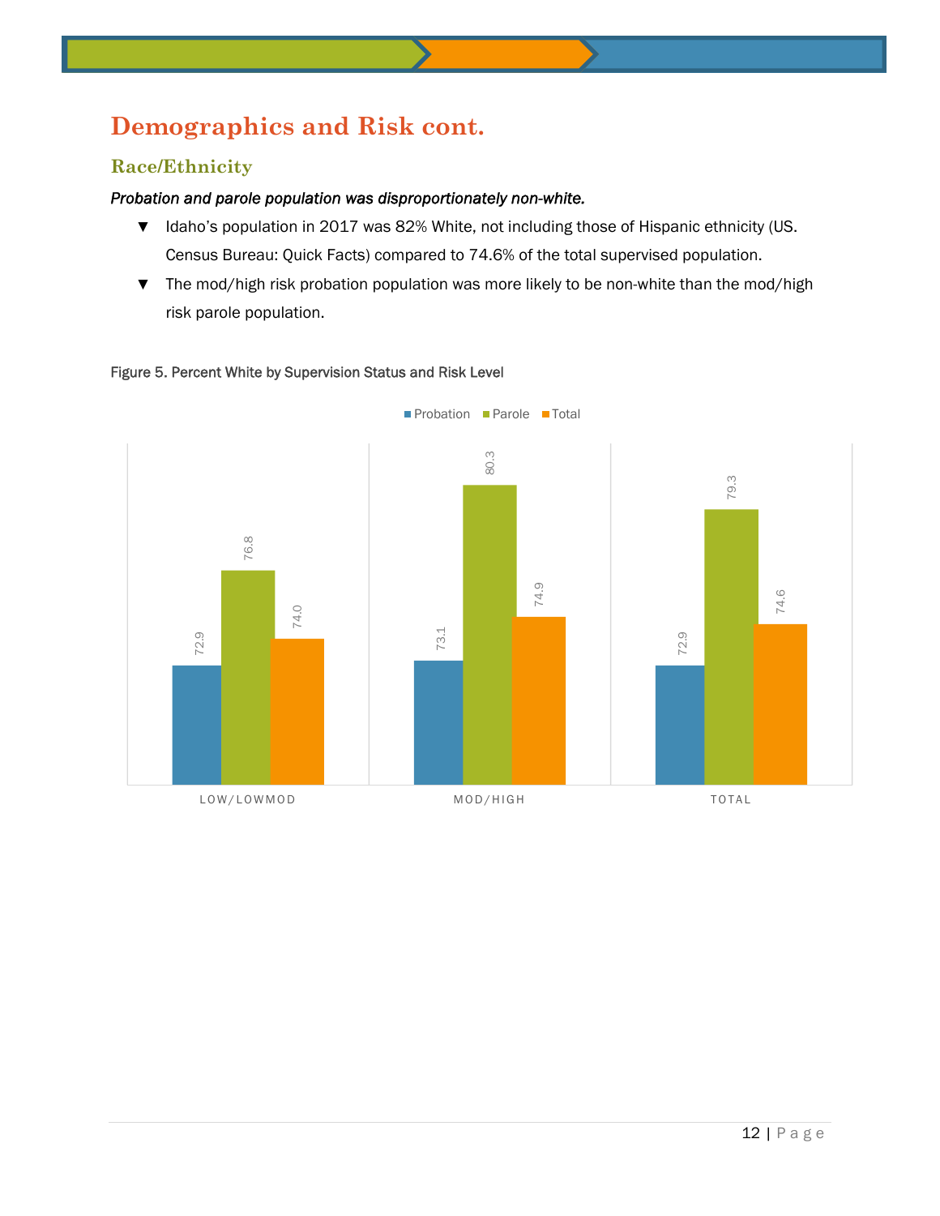# Demographics and Risk cont.

## Race/Ethnicity

***Probation and parole population was disproportionately non-white.***

- Idaho's population in 2017 was 82% White, not including those of Hispanic ethnicity (US. Census Bureau: Quick Facts) compared to 74.6% of the total supervised population.
- The mod/high risk probation population was more likely to be non-white than the mod/high risk parole population.

Figure 5. Percent White by Supervision Status and Risk Level

| | Probation | Parole | Total |
|---|---|---|---|
| LOW/LOWMOD | 72.9 | 76.8 | 74.0 |
| MOD/HIGH | 73.1 | 80.3 | 74.9 |
| TOTAL | 72.9 | 79.3 | 74.6 |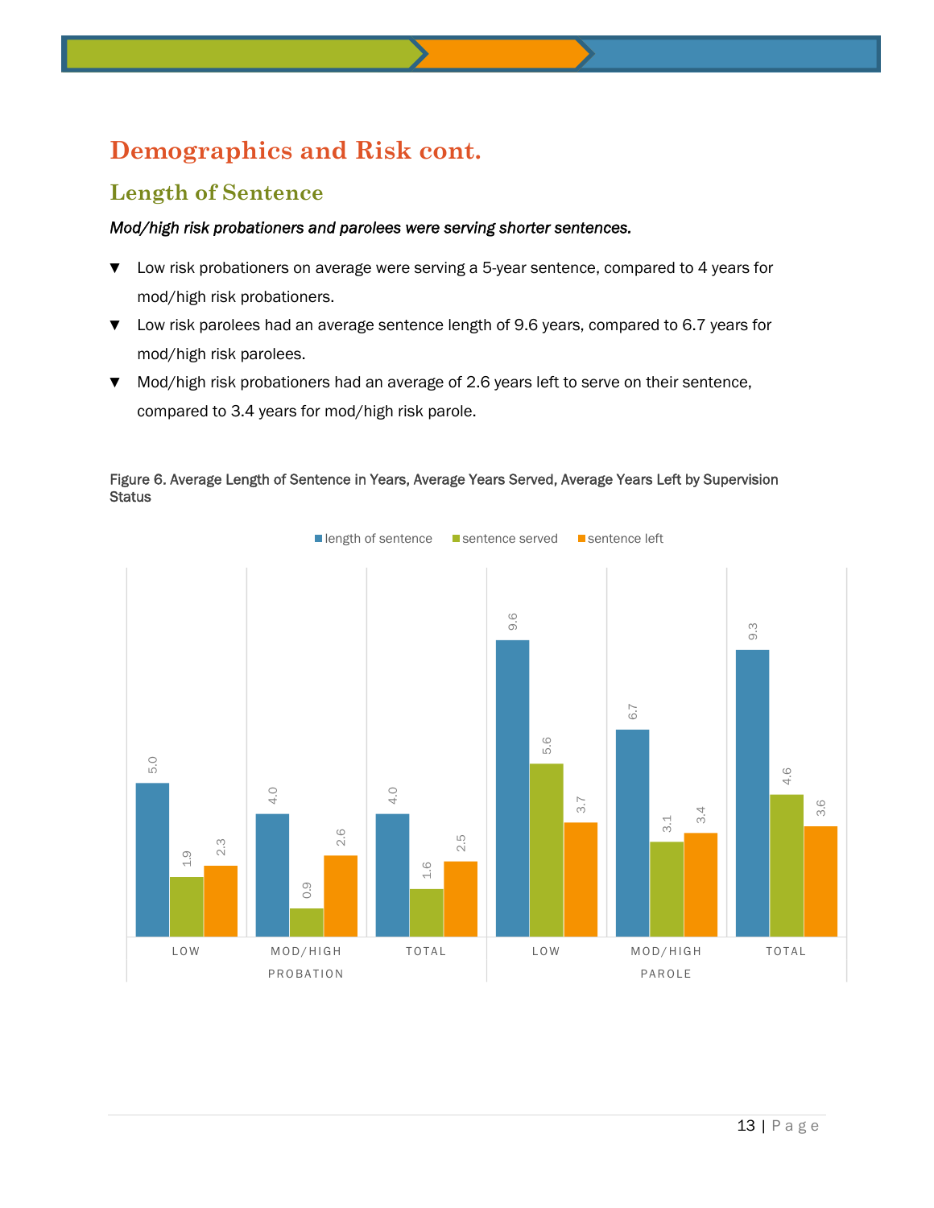# Demographics and Risk cont.

## Length of Sentence

***Mod/high risk probationers and parolees were serving shorter sentences.***

- Low risk probationers on average were serving a 5-year sentence, compared to 4 years for mod/high risk probationers.
- Low risk parolees had an average sentence length of 9.6 years, compared to 6.7 years for mod/high risk parolees.
- Mod/high risk probationers had an average of 2.6 years left to serve on their sentence, compared to 3.4 years for mod/high risk parole.

Figure 6. Average Length of Sentence in Years, Average Years Served, Average Years Left by Supervision Status

| | | length of sentence | sentence served | sentence left |
|---|---|---|---|---|
| PROBATION | LOW | 5.0 | 1.9 | 2.3 |
| | MOD/HIGH | 4.0 | 0.9 | 2.6 |
| | TOTAL | 4.0 | 1.6 | 2.5 |
| PAROLE | LOW | 9.6 | 5.6 | 3.7 |
| | MOD/HIGH | 6.7 | 3.1 | 3.4 |
| | TOTAL | 9.3 | 4.6 | 3.6 |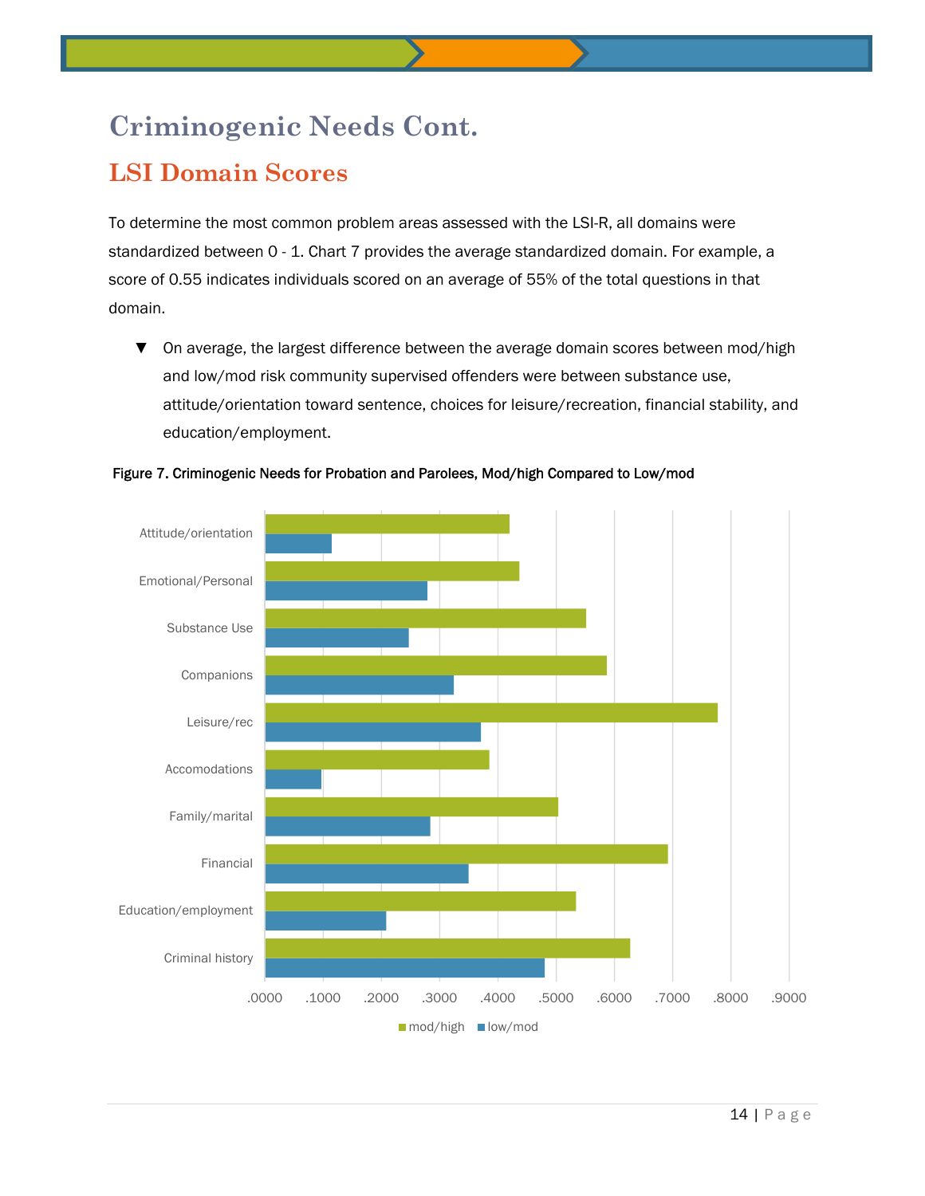# Criminogenic Needs Cont.

## LSI Domain Scores

To determine the most common problem areas assessed with the LSI-R, all domains were standardized between 0 - 1. Chart 7 provides the average standardized domain. For example, a score of 0.55 indicates individuals scored on an average of 55% of the total questions in that domain.

- On average, the largest difference between the average domain scores between mod/high and low/mod risk community supervised offenders were between substance use, attitude/orientation toward sentence, choices for leisure/recreation, financial stability, and education/employment.

Figure 7. Criminogenic Needs for Probation and Parolees, Mod/high Compared to Low/mod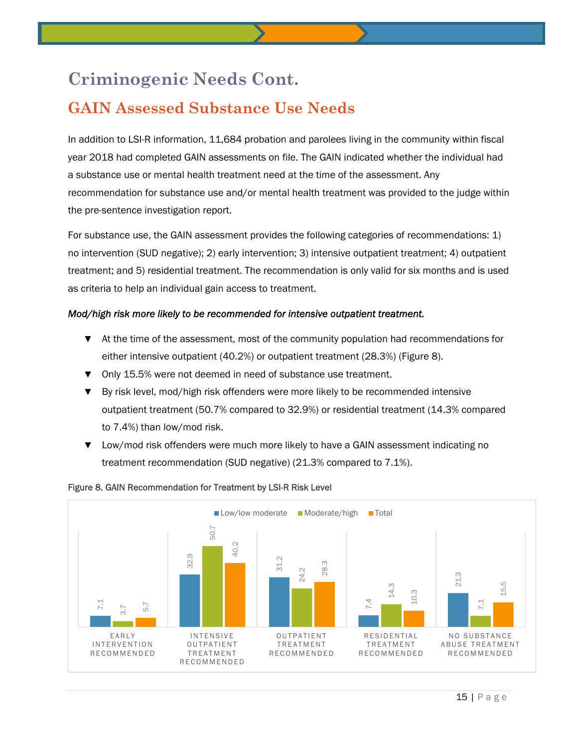# Criminogenic Needs Cont.

## GAIN Assessed Substance Use Needs

In addition to LSI-R information, 11,684 probation and parolees living in the community within fiscal year 2018 had completed GAIN assessments on file. The GAIN indicated whether the individual had a substance use or mental health treatment need at the time of the assessment. Any recommendation for substance use and/or mental health treatment was provided to the judge within the pre-sentence investigation report.

For substance use, the GAIN assessment provides the following categories of recommendations: 1) no intervention (SUD negative); 2) early intervention; 3) intensive outpatient treatment; 4) outpatient treatment; and 5) residential treatment. The recommendation is only valid for six months and is used as criteria to help an individual gain access to treatment.

***Mod/high risk more likely to be recommended for intensive outpatient treatment.***

- At the time of the assessment, most of the community population had recommendations for either intensive outpatient (40.2%) or outpatient treatment (28.3%) (Figure 8).
- Only 15.5% were not deemed in need of substance use treatment.
- By risk level, mod/high risk offenders were more likely to be recommended intensive outpatient treatment (50.7% compared to 32.9%) or residential treatment (14.3% compared to 7.4%) than low/mod risk.
- Low/mod risk offenders were much more likely to have a GAIN assessment indicating no treatment recommendation (SUD negative) (21.3% compared to 7.1%).

Figure 8. GAIN Recommendation for Treatment by LSI-R Risk Level

| | Low/low moderate | Moderate/high | Total |
|---|---|---|---|
| Early Intervention Recommended | 7.1 | 3.7 | 5.7 |
| Intensive Outpatient Treatment Recommended | 32.9 | 50.7 | 40.2 |
| Outpatient Treatment Recommended | 31.2 | 24.2 | 28.3 |
| Residential Treatment Recommended | 7.4 | 14.3 | 10.3 |
| No Substance Abuse Treatment Recommended | 21.3 | 7.1 | 15.5 |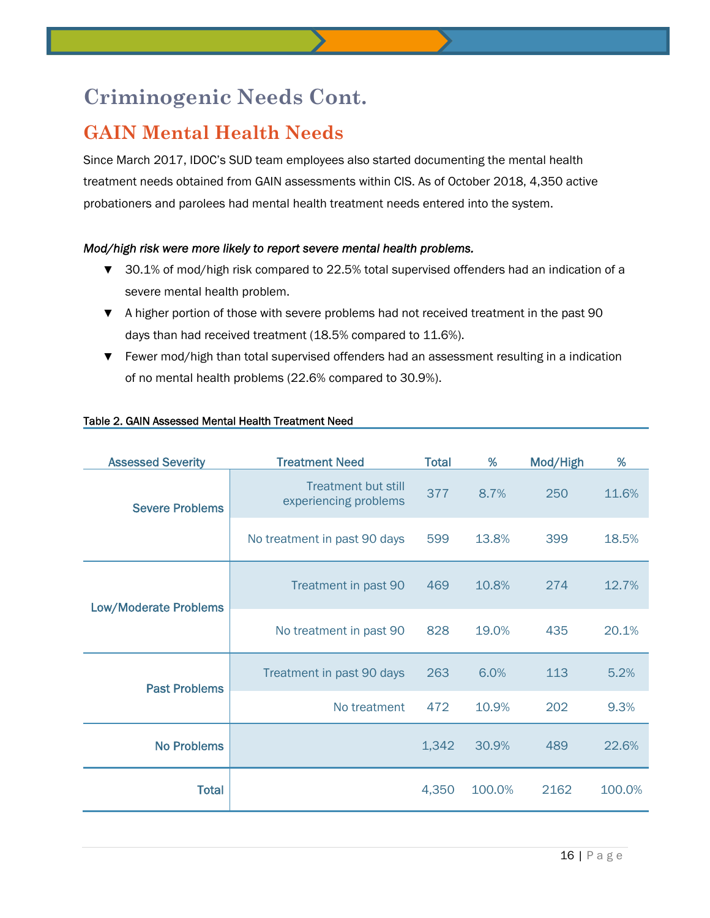# Criminogenic Needs Cont.

## GAIN Mental Health Needs

Since March 2017, IDOC's SUD team employees also started documenting the mental health treatment needs obtained from GAIN assessments within CIS. As of October 2018, 4,350 active probationers and parolees had mental health treatment needs entered into the system.

*Mod/high risk were more likely to report severe mental health problems.*

- 30.1% of mod/high risk compared to 22.5% total supervised offenders had an indication of a severe mental health problem.
- A higher portion of those with severe problems had not received treatment in the past 90 days than had received treatment (18.5% compared to 11.6%).
- Fewer mod/high than total supervised offenders had an assessment resulting in a indication of no mental health problems (22.6% compared to 30.9%).

Table 2. GAIN Assessed Mental Health Treatment Need

| Assessed Severity | Treatment Need | Total | % | Mod/High | % |
|---|---|---|---|---|---|
| Severe Problems | Treatment but still experiencing problems | 377 | 8.7% | 250 | 11.6% |
| | No treatment in past 90 days | 599 | 13.8% | 399 | 18.5% |
| Low/Moderate Problems | Treatment in past 90 | 469 | 10.8% | 274 | 12.7% |
| | No treatment in past 90 | 828 | 19.0% | 435 | 20.1% |
| Past Problems | Treatment in past 90 days | 263 | 6.0% | 113 | 5.2% |
| | No treatment | 472 | 10.9% | 202 | 9.3% |
| No Problems | | 1,342 | 30.9% | 489 | 22.6% |
| Total | | 4,350 | 100.0% | 2162 | 100.0% |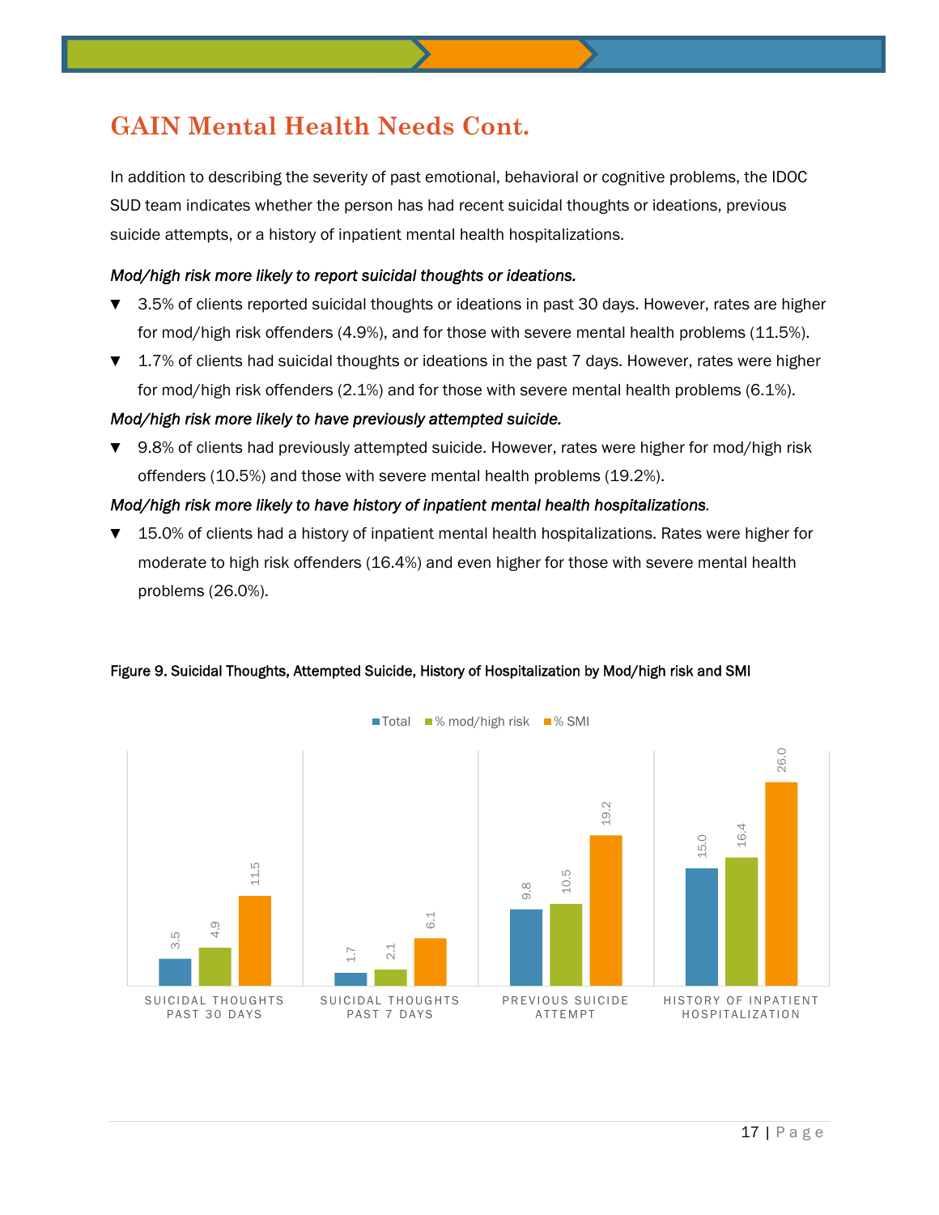## GAIN Mental Health Needs Cont.

In addition to describing the severity of past emotional, behavioral or cognitive problems, the IDOC SUD team indicates whether the person has had recent suicidal thoughts or ideations, previous suicide attempts, or a history of inpatient mental health hospitalizations.

***Mod/high risk more likely to report suicidal thoughts or ideations.***

- 3.5% of clients reported suicidal thoughts or ideations in past 30 days. However, rates are higher for mod/high risk offenders (4.9%), and for those with severe mental health problems (11.5%).
- 1.7% of clients had suicidal thoughts or ideations in the past 7 days. However, rates were higher for mod/high risk offenders (2.1%) and for those with severe mental health problems (6.1%).

***Mod/high risk more likely to have previously attempted suicide.***

- 9.8% of clients had previously attempted suicide. However, rates were higher for mod/high risk offenders (10.5%) and those with severe mental health problems (19.2%).

***Mod/high risk more likely to have history of inpatient mental health hospitalizations.***

- 15.0% of clients had a history of inpatient mental health hospitalizations. Rates were higher for moderate to high risk offenders (16.4%) and even higher for those with severe mental health problems (26.0%).

Figure 9. Suicidal Thoughts, Attempted Suicide, History of Hospitalization by Mod/high risk and SMI

| | Total | % mod/high risk | % SMI |
|---|---|---|---|
| Suicidal thoughts past 30 days | 3.5 | 4.9 | 11.5 |
| Suicidal thoughts past 7 days | 1.7 | 2.1 | 6.1 |
| Previous suicide attempt | 9.8 | 10.5 | 19.2 |
| History of inpatient hospitalization | 15.0 | 16.4 | 26.0 |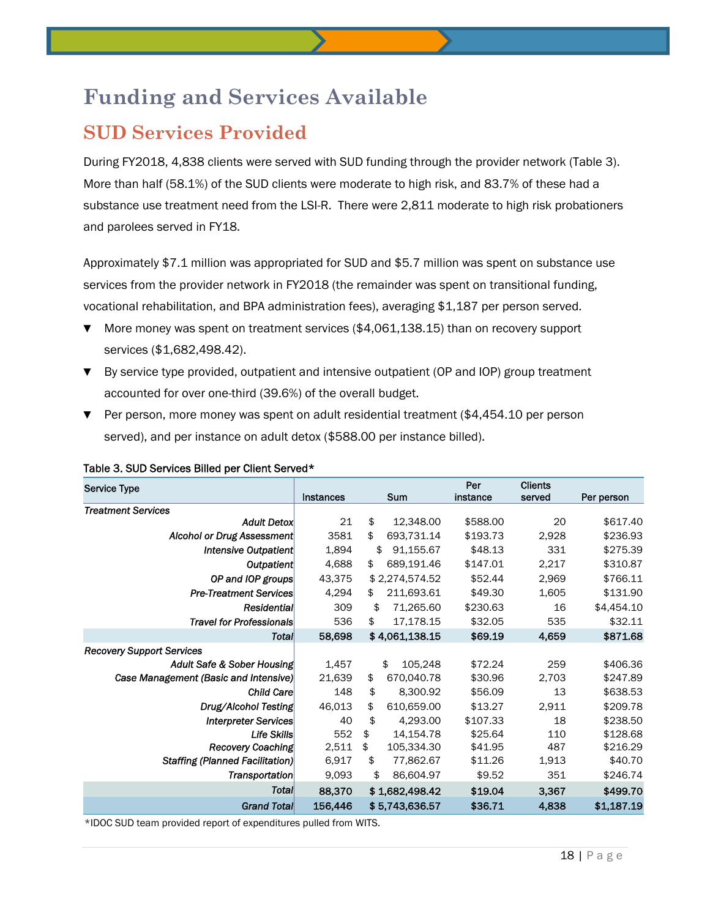# Funding and Services Available

## SUD Services Provided

During FY2018, 4,838 clients were served with SUD funding through the provider network (Table 3). More than half (58.1%) of the SUD clients were moderate to high risk, and 83.7% of these had a substance use treatment need from the LSI-R. There were 2,811 moderate to high risk probationers and parolees served in FY18.

Approximately $7.1 million was appropriated for SUD and $5.7 million was spent on substance use services from the provider network in FY2018 (the remainder was spent on transitional funding, vocational rehabilitation, and BPA administration fees), averaging $1,187 per person served.

- More money was spent on treatment services ($4,061,138.15) than on recovery support services ($1,682,498.42).
- By service type provided, outpatient and intensive outpatient (OP and IOP) group treatment accounted for over one-third (39.6%) of the overall budget.
- Per person, more money was spent on adult residential treatment ($4,454.10 per person served), and per instance on adult detox ($588.00 per instance billed).

Table 3. SUD Services Billed per Client Served*

| Service Type | Instances | Sum | Per instance | Clients served | Per person |
|---|---|---|---|---|---|
| *Treatment Services* | | | | | |
| *Adult Detox* | 21 | $ 12,348.00 | $588.00 | 20 | $617.40 |
| *Alcohol or Drug Assessment* | 3581 | $ 693,731.14 | $193.73 | 2,928 | $236.93 |
| *Intensive Outpatient* | 1,894 | $ 91,155.67 | $48.13 | 331 | $275.39 |
| *Outpatient* | 4,688 | $ 689,191.46 | $147.01 | 2,217 | $310.87 |
| *OP and IOP groups* | 43,375 | $ 2,274,574.52 | $52.44 | 2,969 | $766.11 |
| *Pre-Treatment Services* | 4,294 | $ 211,693.61 | $49.30 | 1,605 | $131.90 |
| *Residential* | 309 | $ 71,265.60 | $230.63 | 16 | $4,454.10 |
| *Travel for Professionals* | 536 | $ 17,178.15 | $32.05 | 535 | $32.11 |
| ***Total*** | **58,698** | **$ 4,061,138.15** | **$69.19** | **4,659** | **$871.68** |
| *Recovery Support Services* | | | | | |
| *Adult Safe & Sober Housing* | 1,457 | $ 105,248 | $72.24 | 259 | $406.36 |
| *Case Management (Basic and Intensive)* | 21,639 | $ 670,040.78 | $30.96 | 2,703 | $247.89 |
| *Child Care* | 148 | $ 8,300.92 | $56.09 | 13 | $638.53 |
| *Drug/Alcohol Testing* | 46,013 | $ 610,659.00 | $13.27 | 2,911 | $209.78 |
| *Interpreter Services* | 40 | $ 4,293.00 | $107.33 | 18 | $238.50 |
| *Life Skills* | 552 | $ 14,154.78 | $25.64 | 110 | $128.68 |
| *Recovery Coaching* | 2,511 | $ 105,334.30 | $41.95 | 487 | $216.29 |
| *Staffing (Planned Facilitation)* | 6,917 | $ 77,862.67 | $11.26 | 1,913 | $40.70 |
| *Transportation* | 9,093 | $ 86,604.97 | $9.52 | 351 | $246.74 |
| ***Total*** | **88,370** | **$ 1,682,498.42** | **$19.04** | **3,367** | **$499.70** |
| ***Grand Total*** | **156,446** | **$ 5,743,636.57** | **$36.71** | **4,838** | **$1,187.19** |

*IDOC SUD team provided report of expenditures pulled from WITS.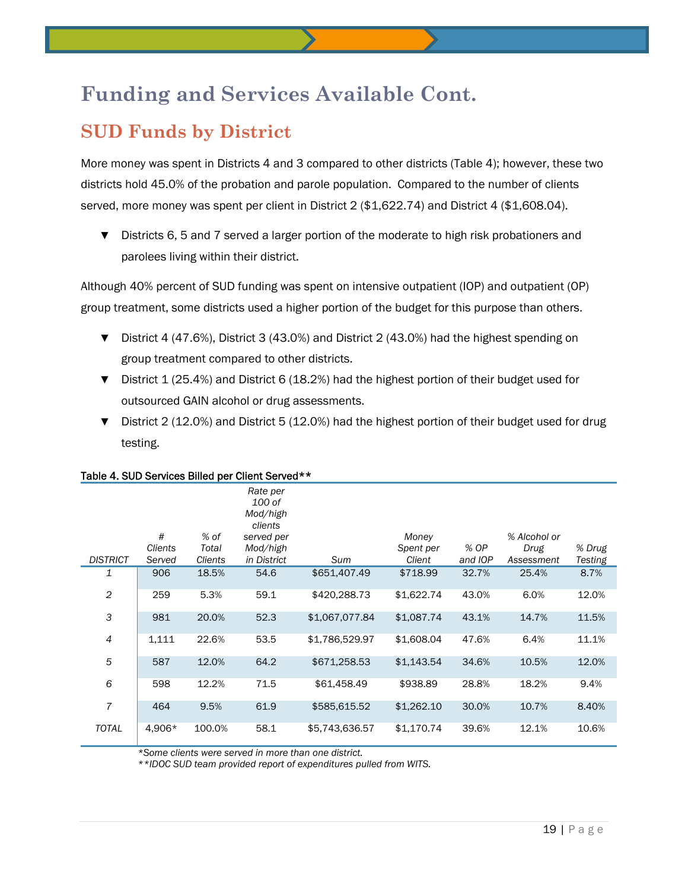# Funding and Services Available Cont.

## SUD Funds by District

More money was spent in Districts 4 and 3 compared to other districts (Table 4); however, these two districts hold 45.0% of the probation and parole population. Compared to the number of clients served, more money was spent per client in District 2 ($1,622.74) and District 4 ($1,608.04).

- ▼ Districts 6, 5 and 7 served a larger portion of the moderate to high risk probationers and parolees living within their district.

Although 40% percent of SUD funding was spent on intensive outpatient (IOP) and outpatient (OP) group treatment, some districts used a higher portion of the budget for this purpose than others.

- ▼ District 4 (47.6%), District 3 (43.0%) and District 2 (43.0%) had the highest spending on group treatment compared to other districts.
- ▼ District 1 (25.4%) and District 6 (18.2%) had the highest portion of their budget used for outsourced GAIN alcohol or drug assessments.
- ▼ District 2 (12.0%) and District 5 (12.0%) had the highest portion of their budget used for drug testing.

**Table 4. SUD Services Billed per Client Served\*\***

| *DISTRICT* | *# Clients Served* | *% of Total Clients* | *Rate per 100 of Mod/high clients served per Mod/high in District* | *Sum* | *Money Spent per Client* | *% OP and IOP* | *% Alcohol or Drug Assessment* | *% Drug Testing* |
|---|---|---|---|---|---|---|---|---|
| *1* | 906 | 18.5% | 54.6 | $651,407.49 | $718.99 | 32.7% | 25.4% | 8.7% |
| *2* | 259 | 5.3% | 59.1 | $420,288.73 | $1,622.74 | 43.0% | 6.0% | 12.0% |
| *3* | 981 | 20.0% | 52.3 | $1,067,077.84 | $1,087.74 | 43.1% | 14.7% | 11.5% |
| *4* | 1,111 | 22.6% | 53.5 | $1,786,529.97 | $1,608.04 | 47.6% | 6.4% | 11.1% |
| *5* | 587 | 12.0% | 64.2 | $671,258.53 | $1,143.54 | 34.6% | 10.5% | 12.0% |
| *6* | 598 | 12.2% | 71.5 | $61,458.49 | $938.89 | 28.8% | 18.2% | 9.4% |
| *7* | 464 | 9.5% | 61.9 | $585,615.52 | $1,262.10 | 30.0% | 10.7% | 8.40% |
| *TOTAL* | 4,906* | 100.0% | 58.1 | $5,743,636.57 | $1,170.74 | 39.6% | 12.1% | 10.6% |

*\*Some clients were served in more than one district.*
*\*\*IDOC SUD team provided report of expenditures pulled from WITS.*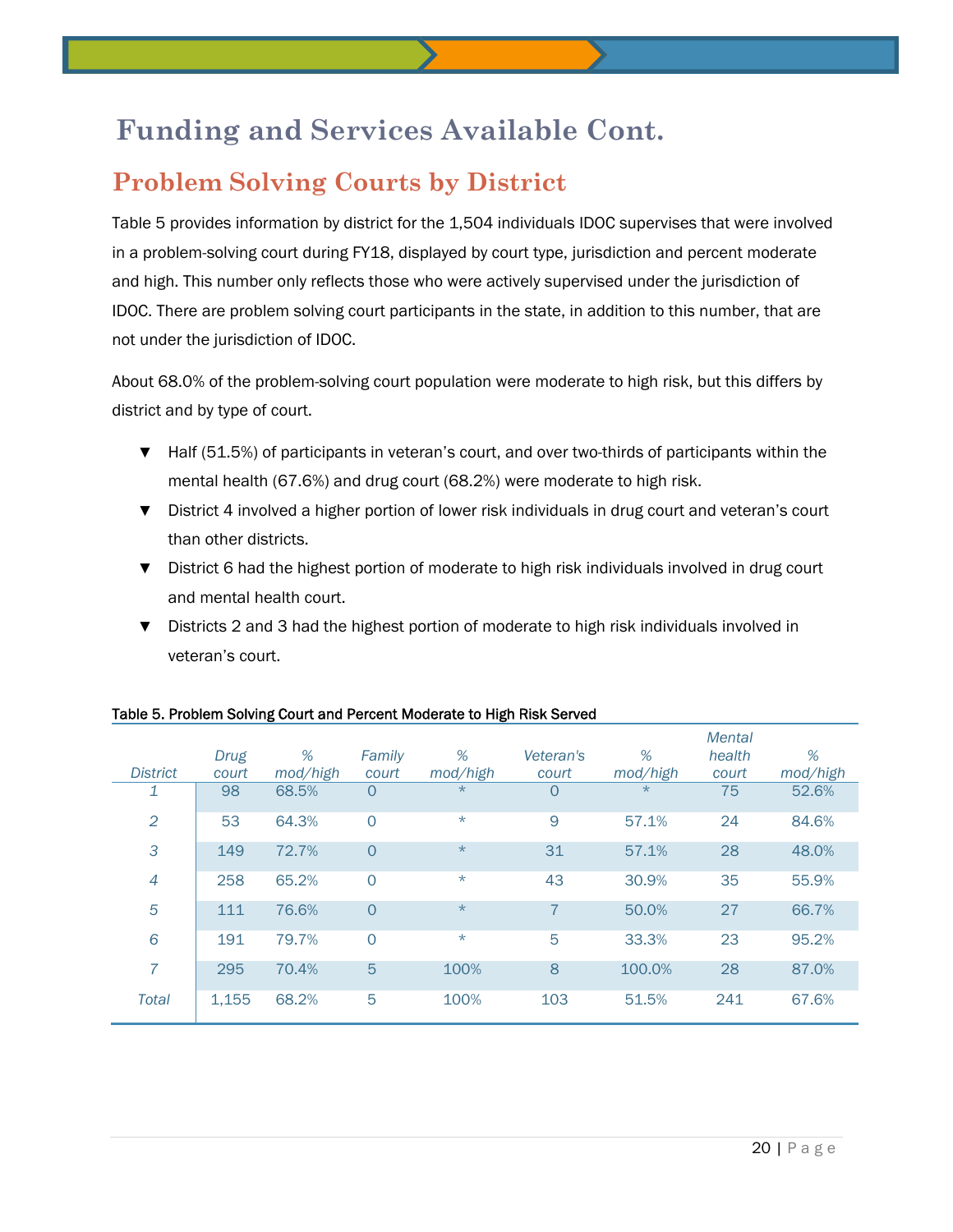# Funding and Services Available Cont.

## Problem Solving Courts by District

Table 5 provides information by district for the 1,504 individuals IDOC supervises that were involved in a problem-solving court during FY18, displayed by court type, jurisdiction and percent moderate and high. This number only reflects those who were actively supervised under the jurisdiction of IDOC. There are problem solving court participants in the state, in addition to this number, that are not under the jurisdiction of IDOC.

About 68.0% of the problem-solving court population were moderate to high risk, but this differs by district and by type of court.

- Half (51.5%) of participants in veteran's court, and over two-thirds of participants within the mental health (67.6%) and drug court (68.2%) were moderate to high risk.
- District 4 involved a higher portion of lower risk individuals in drug court and veteran's court than other districts.
- District 6 had the highest portion of moderate to high risk individuals involved in drug court and mental health court.
- Districts 2 and 3 had the highest portion of moderate to high risk individuals involved in veteran's court.

**Table 5. Problem Solving Court and Percent Moderate to High Risk Served**

| District | Drug court | % mod/high | Family court | % mod/high | Veteran's court | % mod/high | Mental health court | % mod/high |
|---|---|---|---|---|---|---|---|---|
| 1 | 98 | 68.5% | 0 | * | 0 | * | 75 | 52.6% |
| 2 | 53 | 64.3% | 0 | * | 9 | 57.1% | 24 | 84.6% |
| 3 | 149 | 72.7% | 0 | * | 31 | 57.1% | 28 | 48.0% |
| 4 | 258 | 65.2% | 0 | * | 43 | 30.9% | 35 | 55.9% |
| 5 | 111 | 76.6% | 0 | * | 7 | 50.0% | 27 | 66.7% |
| 6 | 191 | 79.7% | 0 | * | 5 | 33.3% | 23 | 95.2% |
| 7 | 295 | 70.4% | 5 | 100% | 8 | 100.0% | 28 | 87.0% |
| Total | 1,155 | 68.2% | 5 | 100% | 103 | 51.5% | 241 | 67.6% |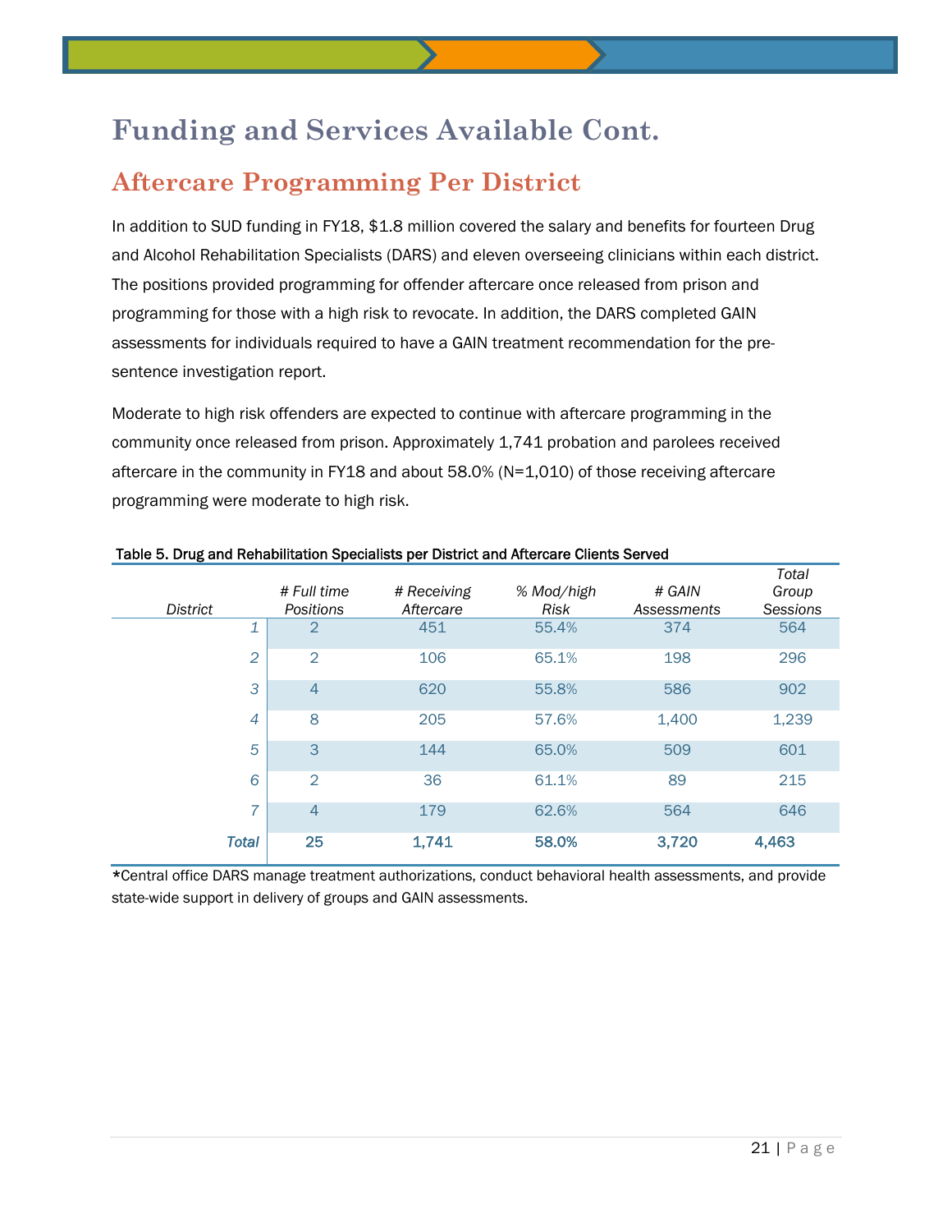# Funding and Services Available Cont.

## Aftercare Programming Per District

In addition to SUD funding in FY18, $1.8 million covered the salary and benefits for fourteen Drug and Alcohol Rehabilitation Specialists (DARS) and eleven overseeing clinicians within each district. The positions provided programming for offender aftercare once released from prison and programming for those with a high risk to revocate. In addition, the DARS completed GAIN assessments for individuals required to have a GAIN treatment recommendation for the pre-sentence investigation report.

Moderate to high risk offenders are expected to continue with aftercare programming in the community once released from prison. Approximately 1,741 probation and parolees received aftercare in the community in FY18 and about 58.0% (N=1,010) of those receiving aftercare programming were moderate to high risk.

Table 5. Drug and Rehabilitation Specialists per District and Aftercare Clients Served

| *District* | *# Full time Positions* | *# Receiving Aftercare* | *% Mod/high Risk* | *# GAIN Assessments* | *Total Group Sessions* |
|---|---|---|---|---|---|
| *1* | 2 | 451 | 55.4% | 374 | 564 |
| *2* | 2 | 106 | 65.1% | 198 | 296 |
| *3* | 4 | 620 | 55.8% | 586 | 902 |
| *4* | 8 | 205 | 57.6% | 1,400 | 1,239 |
| *5* | 3 | 144 | 65.0% | 509 | 601 |
| *6* | 2 | 36 | 61.1% | 89 | 215 |
| *7* | 4 | 179 | 62.6% | 564 | 646 |
| ***Total*** | **25** | **1,741** | **58.0%** | **3,720** | **4,463** |

*Central office DARS manage treatment authorizations, conduct behavioral health assessments, and provide state-wide support in delivery of groups and GAIN assessments.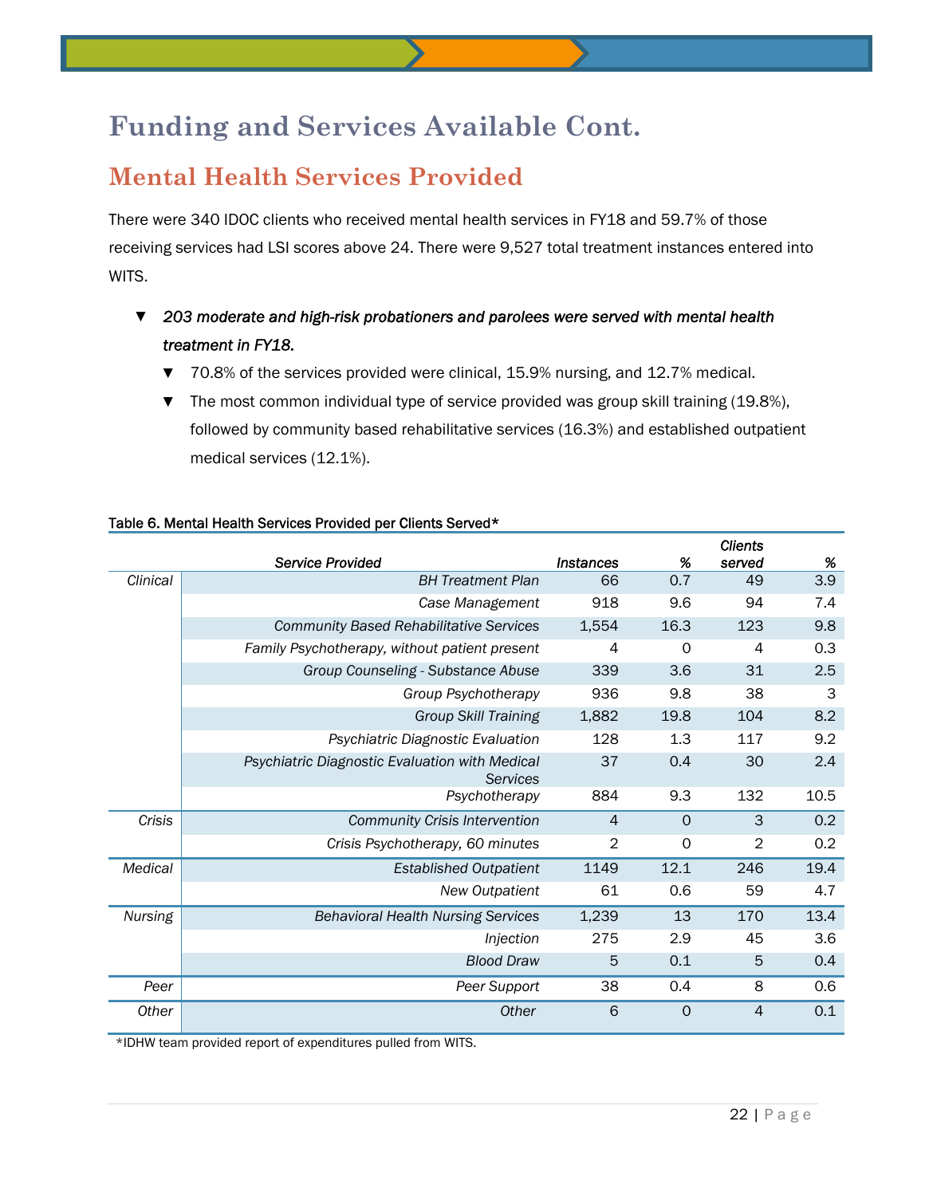# Funding and Services Available Cont.

## Mental Health Services Provided

There were 340 IDOC clients who received mental health services in FY18 and 59.7% of those receiving services had LSI scores above 24. There were 9,527 total treatment instances entered into WITS.

- *203 moderate and high-risk probationers and parolees were served with mental health treatment in FY18.*
  - 70.8% of the services provided were clinical, 15.9% nursing, and 12.7% medical.
  - The most common individual type of service provided was group skill training (19.8%), followed by community based rehabilitative services (16.3%) and established outpatient medical services (12.1%).

Table 6. Mental Health Services Provided per Clients Served*

| | *Service Provided* | *Instances* | *%* | *Clients served* | *%* |
|---|---|---|---|---|---|
| *Clinical* | *BH Treatment Plan* | 66 | 0.7 | 49 | 3.9 |
| | *Case Management* | 918 | 9.6 | 94 | 7.4 |
| | *Community Based Rehabilitative Services* | 1,554 | 16.3 | 123 | 9.8 |
| | *Family Psychotherapy, without patient present* | 4 | 0 | 4 | 0.3 |
| | *Group Counseling - Substance Abuse* | 339 | 3.6 | 31 | 2.5 |
| | *Group Psychotherapy* | 936 | 9.8 | 38 | 3 |
| | *Group Skill Training* | 1,882 | 19.8 | 104 | 8.2 |
| | *Psychiatric Diagnostic Evaluation* | 128 | 1.3 | 117 | 9.2 |
| | *Psychiatric Diagnostic Evaluation with Medical Services* | 37 | 0.4 | 30 | 2.4 |
| | *Psychotherapy* | 884 | 9.3 | 132 | 10.5 |
| *Crisis* | *Community Crisis Intervention* | 4 | 0 | 3 | 0.2 |
| | *Crisis Psychotherapy, 60 minutes* | 2 | 0 | 2 | 0.2 |
| *Medical* | *Established Outpatient* | 1149 | 12.1 | 246 | 19.4 |
| | *New Outpatient* | 61 | 0.6 | 59 | 4.7 |
| *Nursing* | *Behavioral Health Nursing Services* | 1,239 | 13 | 170 | 13.4 |
| | *Injection* | 275 | 2.9 | 45 | 3.6 |
| | *Blood Draw* | 5 | 0.1 | 5 | 0.4 |
| *Peer* | *Peer Support* | 38 | 0.4 | 8 | 0.6 |
| *Other* | *Other* | 6 | 0 | 4 | 0.1 |

*IDHW team provided report of expenditures pulled from WITS.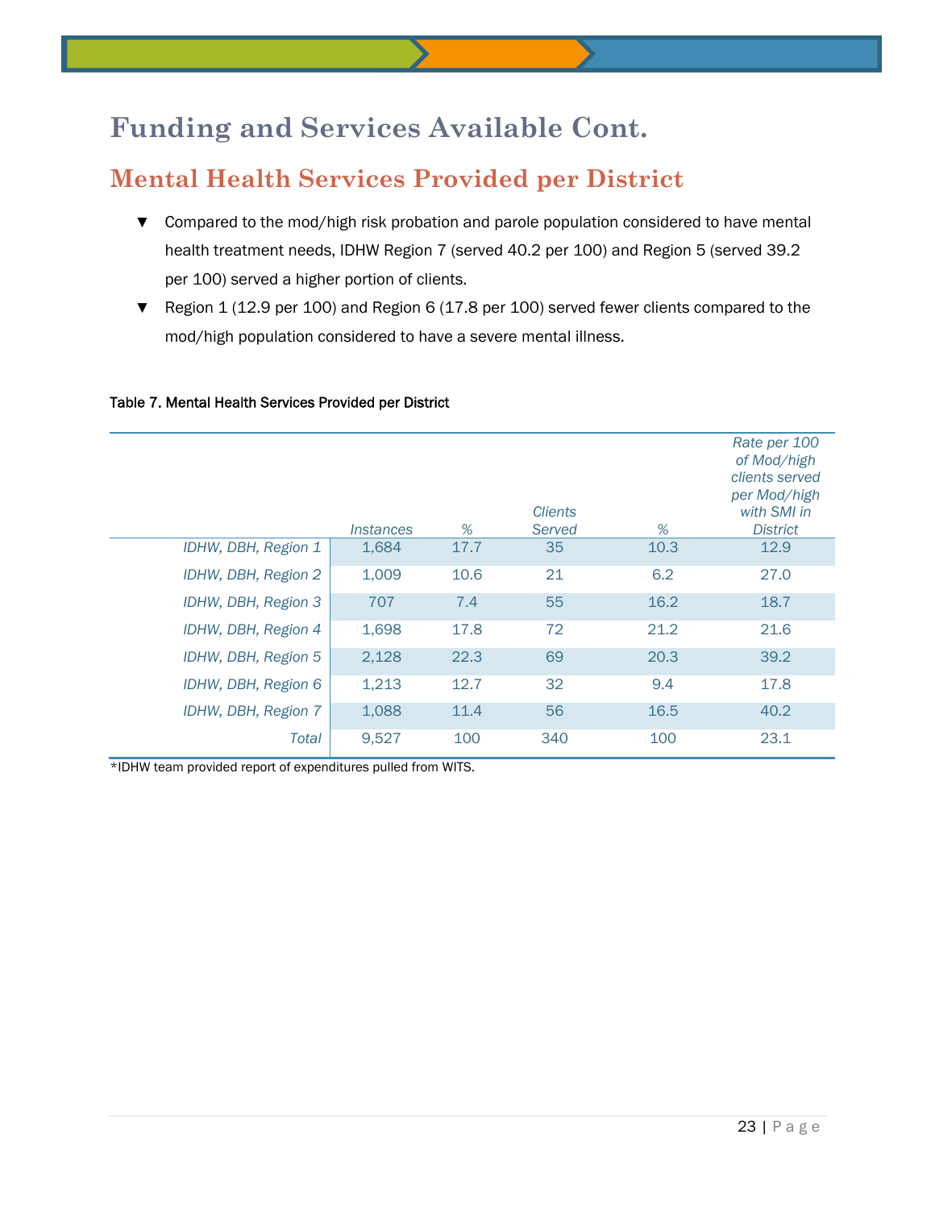# Funding and Services Available Cont.

## Mental Health Services Provided per District

- Compared to the mod/high risk probation and parole population considered to have mental health treatment needs, IDHW Region 7 (served 40.2 per 100) and Region 5 (served 39.2 per 100) served a higher portion of clients.
- Region 1 (12.9 per 100) and Region 6 (17.8 per 100) served fewer clients compared to the mod/high population considered to have a severe mental illness.

**Table 7. Mental Health Services Provided per District**

| | *Instances* | *%* | *Clients Served* | *%* | *Rate per 100 of Mod/high clients served per Mod/high with SMI in District* |
|---|---|---|---|---|---|
| *IDHW, DBH, Region 1* | 1,684 | 17.7 | 35 | 10.3 | 12.9 |
| *IDHW, DBH, Region 2* | 1,009 | 10.6 | 21 | 6.2 | 27.0 |
| *IDHW, DBH, Region 3* | 707 | 7.4 | 55 | 16.2 | 18.7 |
| *IDHW, DBH, Region 4* | 1,698 | 17.8 | 72 | 21.2 | 21.6 |
| *IDHW, DBH, Region 5* | 2,128 | 22.3 | 69 | 20.3 | 39.2 |
| *IDHW, DBH, Region 6* | 1,213 | 12.7 | 32 | 9.4 | 17.8 |
| *IDHW, DBH, Region 7* | 1,088 | 11.4 | 56 | 16.5 | 40.2 |
| *Total* | 9,527 | 100 | 340 | 100 | 23.1 |

*IDHW team provided report of expenditures pulled from WITS.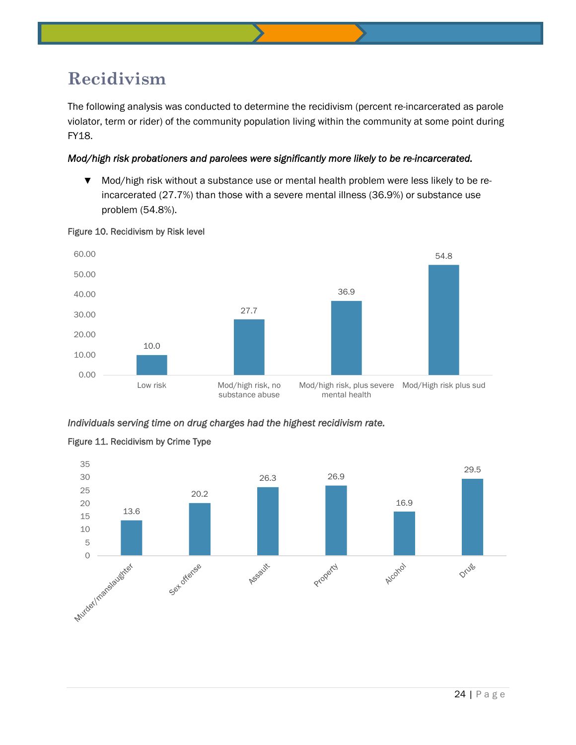# Recidivism

The following analysis was conducted to determine the recidivism (percent re-incarcerated as parole violator, term or rider) of the community population living within the community at some point during FY18.

***Mod/high risk probationers and parolees were significantly more likely to be re-incarcerated.***

- Mod/high risk without a substance use or mental health problem were less likely to be re-incarcerated (27.7%) than those with a severe mental illness (36.9%) or substance use problem (54.8%).

Figure 10. Recidivism by Risk level

| Risk level | Recidivism |
|---|---|
| Low risk | 10.0 |
| Mod/high risk, no substance abuse | 27.7 |
| Mod/high risk, plus severe mental health | 36.9 |
| Mod/High risk plus sud | 54.8 |

***Individuals serving time on drug charges had the highest recidivism rate.***

Figure 11. Recidivism by Crime Type

| Crime Type | Recidivism |
|---|---|
| Murder/manslaughter | 13.6 |
| Sex offense | 20.2 |
| Assault | 26.3 |
| Property | 26.9 |
| Alcohol | 16.9 |
| Drug | 29.5 |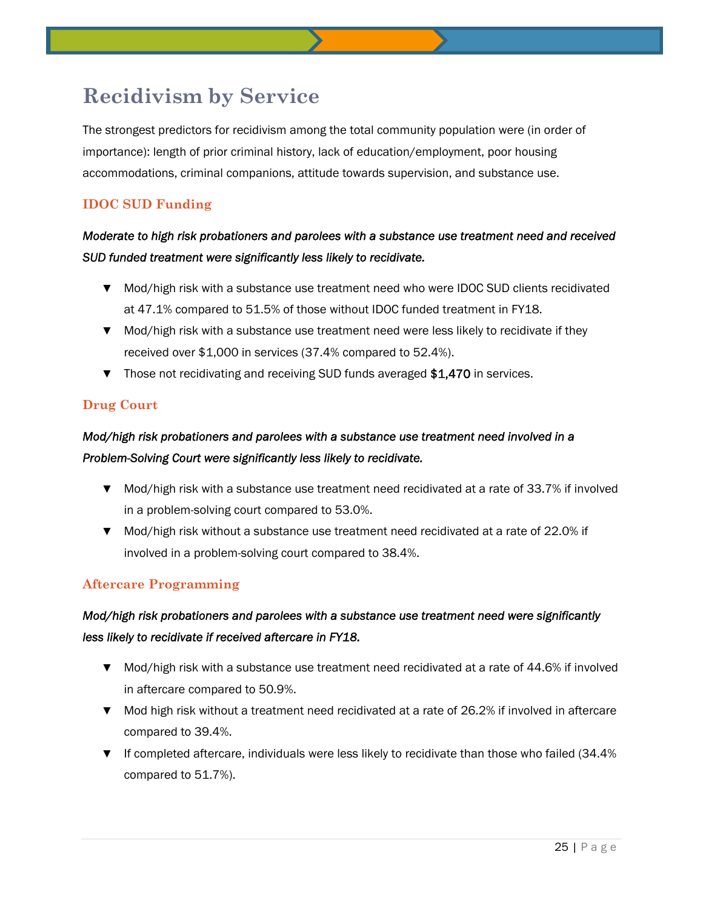# Recidivism by Service

The strongest predictors for recidivism among the total community population were (in order of importance): length of prior criminal history, lack of education/employment, poor housing accommodations, criminal companions, attitude towards supervision, and substance use.

## IDOC SUD Funding

***Moderate to high risk probationers and parolees with a substance use treatment need and received SUD funded treatment were significantly less likely to recidivate.***

- Mod/high risk with a substance use treatment need who were IDOC SUD clients recidivated at 47.1% compared to 51.5% of those without IDOC funded treatment in FY18.
- Mod/high risk with a substance use treatment need were less likely to recidivate if they received over $1,000 in services (37.4% compared to 52.4%).
- Those not recidivating and receiving SUD funds averaged $1,470 in services.

## Drug Court

***Mod/high risk probationers and parolees with a substance use treatment need involved in a Problem-Solving Court were significantly less likely to recidivate.***

- Mod/high risk with a substance use treatment need recidivated at a rate of 33.7% if involved in a problem-solving court compared to 53.0%.
- Mod/high risk without a substance use treatment need recidivated at a rate of 22.0% if involved in a problem-solving court compared to 38.4%.

## Aftercare Programming

***Mod/high risk probationers and parolees with a substance use treatment need were significantly less likely to recidivate if received aftercare in FY18.***

- Mod/high risk with a substance use treatment need recidivated at a rate of 44.6% if involved in aftercare compared to 50.9%.
- Mod high risk without a treatment need recidivated at a rate of 26.2% if involved in aftercare compared to 39.4%.
- If completed aftercare, individuals were less likely to recidivate than those who failed (34.4% compared to 51.7%).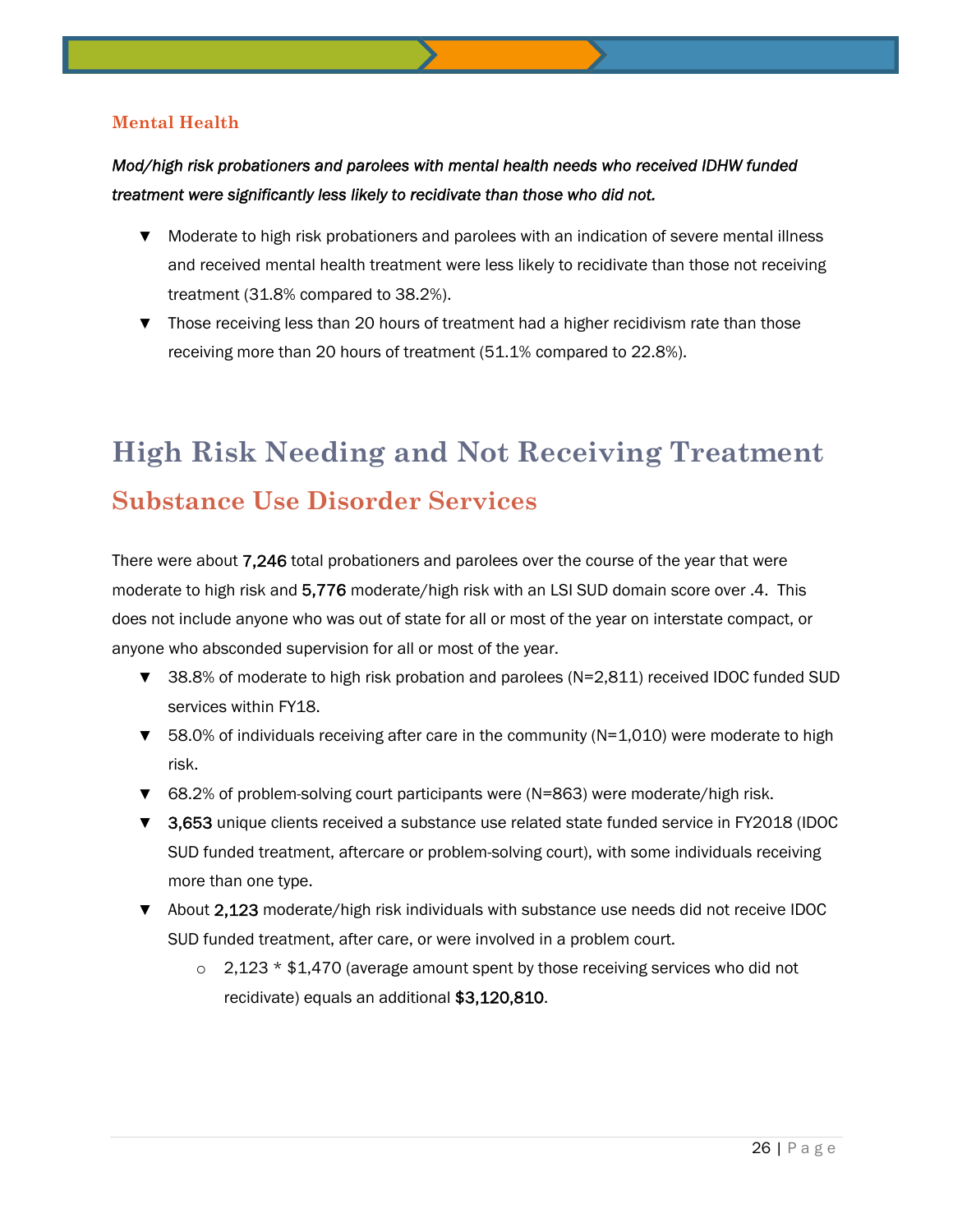### Mental Health

***Mod/high risk probationers and parolees with mental health needs who received IDHW funded treatment were significantly less likely to recidivate than those who did not.***

- Moderate to high risk probationers and parolees with an indication of severe mental illness and received mental health treatment were less likely to recidivate than those not receiving treatment (31.8% compared to 38.2%).
- Those receiving less than 20 hours of treatment had a higher recidivism rate than those receiving more than 20 hours of treatment (51.1% compared to 22.8%).

# High Risk Needing and Not Receiving Treatment

## Substance Use Disorder Services

There were about **7,246** total probationers and parolees over the course of the year that were moderate to high risk and **5,776** moderate/high risk with an LSI SUD domain score over .4. This does not include anyone who was out of state for all or most of the year on interstate compact, or anyone who absconded supervision for all or most of the year.

- 38.8% of moderate to high risk probation and parolees (N=2,811) received IDOC funded SUD services within FY18.
- 58.0% of individuals receiving after care in the community (N=1,010) were moderate to high risk.
- 68.2% of problem-solving court participants were (N=863) were moderate/high risk.
- **3,653** unique clients received a substance use related state funded service in FY2018 (IDOC SUD funded treatment, aftercare or problem-solving court), with some individuals receiving more than one type.
- About **2,123** moderate/high risk individuals with substance use needs did not receive IDOC SUD funded treatment, after care, or were involved in a problem court.
  - 2,123 * $1,470 (average amount spent by those receiving services who did not recidivate) equals an additional **$3,120,810**.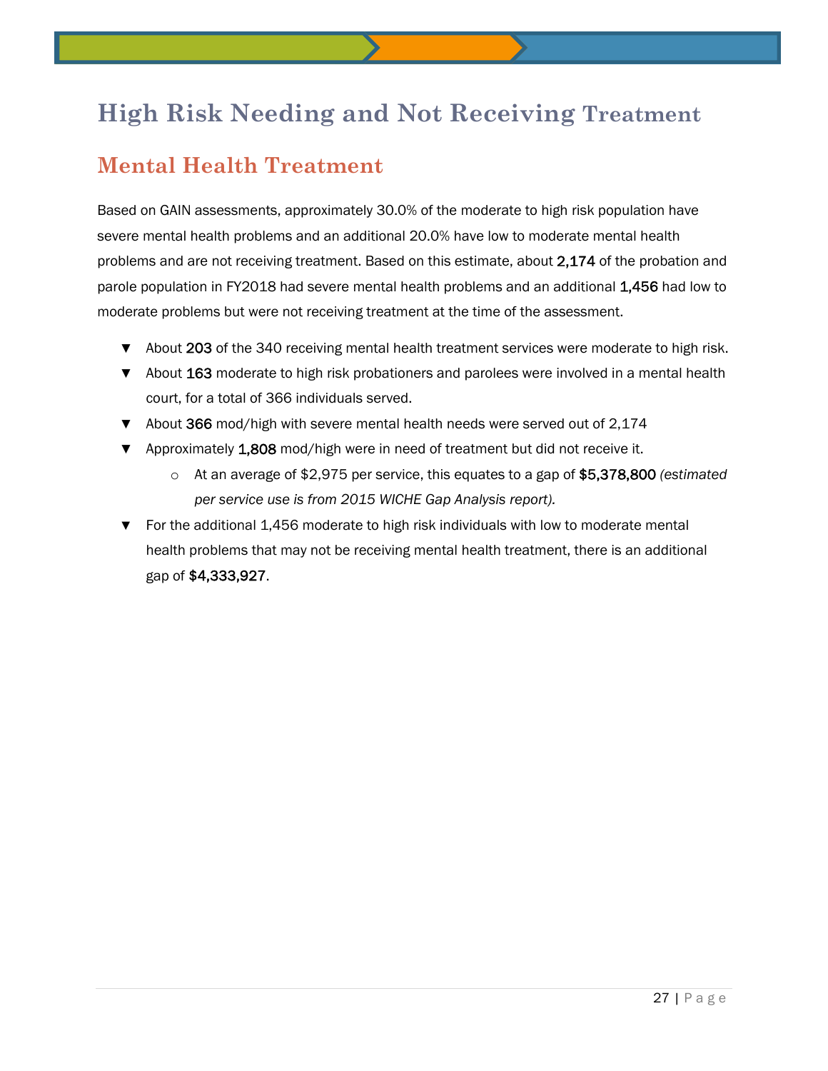# High Risk Needing and Not Receiving Treatment

## Mental Health Treatment

Based on GAIN assessments, approximately 30.0% of the moderate to high risk population have severe mental health problems and an additional 20.0% have low to moderate mental health problems and are not receiving treatment. Based on this estimate, about **2,174** of the probation and parole population in FY2018 had severe mental health problems and an additional **1,456** had low to moderate problems but were not receiving treatment at the time of the assessment.

- About **203** of the 340 receiving mental health treatment services were moderate to high risk.
- About **163** moderate to high risk probationers and parolees were involved in a mental health court, for a total of 366 individuals served.
- About **366** mod/high with severe mental health needs were served out of 2,174
- Approximately **1,808** mod/high were in need of treatment but did not receive it.
    - At an average of $2,975 per service, this equates to a gap of **$5,378,800** *(estimated per service use is from 2015 WICHE Gap Analysis report).*
- For the additional 1,456 moderate to high risk individuals with low to moderate mental health problems that may not be receiving mental health treatment, there is an additional gap of **$4,333,927**.